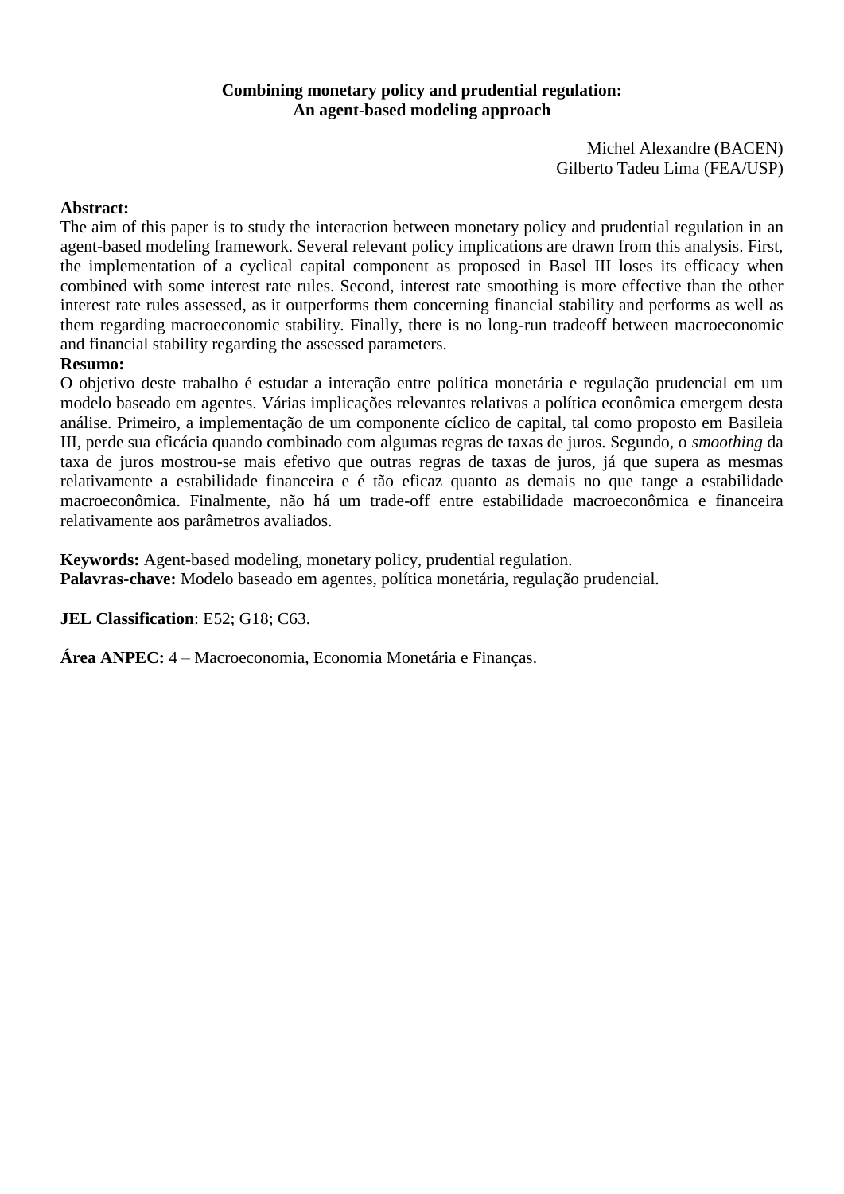# Combining monetary policy and prudential regulation: An agent-based modeling approach

Michel Alexandre (BACEN)
Gilberto Tadeu Lima (FEA/USP)

**Abstract:**
The aim of this paper is to study the interaction between monetary policy and prudential regulation in an agent-based modeling framework. Several relevant policy implications are drawn from this analysis. First, the implementation of a cyclical capital component as proposed in Basel III loses its efficacy when combined with some interest rate rules. Second, interest rate smoothing is more effective than the other interest rate rules assessed, as it outperforms them concerning financial stability and performs as well as them regarding macroeconomic stability. Finally, there is no long-run tradeoff between macroeconomic and financial stability regarding the assessed parameters.

**Resumo:**
O objetivo deste trabalho é estudar a interação entre política monetária e regulação prudencial em um modelo baseado em agentes. Várias implicações relevantes relativas a política econômica emergem desta análise. Primeiro, a implementação de um componente cíclico de capital, tal como proposto em Basileia III, perde sua eficácia quando combinado com algumas regras de taxas de juros. Segundo, o *smoothing* da taxa de juros mostrou-se mais efetivo que outras regras de taxas de juros, já que supera as mesmas relativamente a estabilidade financeira e é tão eficaz quanto as demais no que tange a estabilidade macroeconômica. Finalmente, não há um trade-off entre estabilidade macroeconômica e financeira relativamente aos parâmetros avaliados.

**Keywords:** Agent-based modeling, monetary policy, prudential regulation.
**Palavras-chave:** Modelo baseado em agentes, política monetária, regulação prudencial.

**JEL Classification**: E52; G18; C63.

**Área ANPEC:** 4 – Macroeconomia, Economia Monetária e Finanças.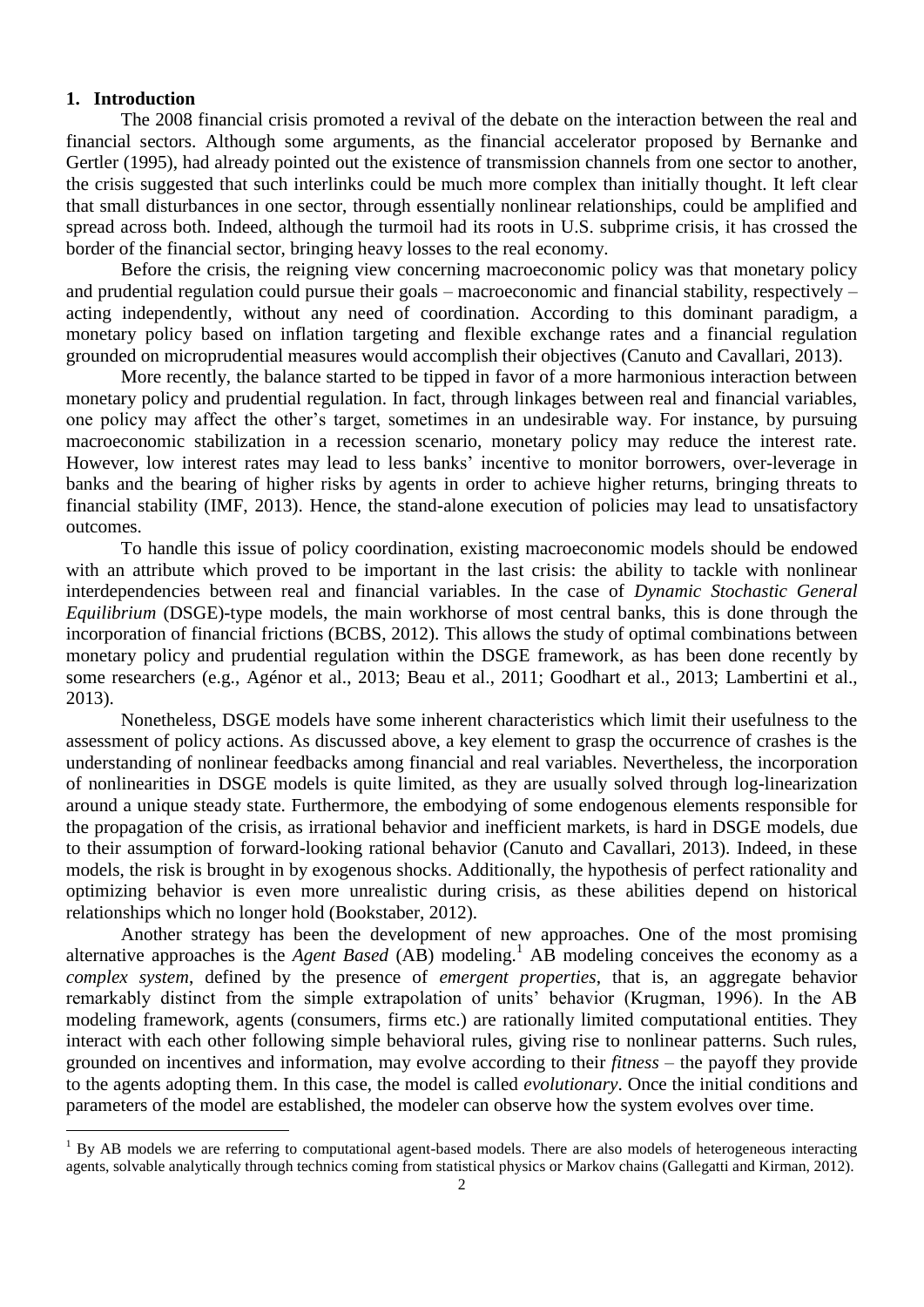# 1. Introduction

The 2008 financial crisis promoted a revival of the debate on the interaction between the real and financial sectors. Although some arguments, as the financial accelerator proposed by Bernanke and Gertler (1995), had already pointed out the existence of transmission channels from one sector to another, the crisis suggested that such interlinks could be much more complex than initially thought. It left clear that small disturbances in one sector, through essentially nonlinear relationships, could be amplified and spread across both. Indeed, although the turmoil had its roots in U.S. subprime crisis, it has crossed the border of the financial sector, bringing heavy losses to the real economy.

Before the crisis, the reigning view concerning macroeconomic policy was that monetary policy and prudential regulation could pursue their goals – macroeconomic and financial stability, respectively – acting independently, without any need of coordination. According to this dominant paradigm, a monetary policy based on inflation targeting and flexible exchange rates and a financial regulation grounded on microprudential measures would accomplish their objectives (Canuto and Cavallari, 2013).

More recently, the balance started to be tipped in favor of a more harmonious interaction between monetary policy and prudential regulation. In fact, through linkages between real and financial variables, one policy may affect the other's target, sometimes in an undesirable way. For instance, by pursuing macroeconomic stabilization in a recession scenario, monetary policy may reduce the interest rate. However, low interest rates may lead to less banks' incentive to monitor borrowers, over-leverage in banks and the bearing of higher risks by agents in order to achieve higher returns, bringing threats to financial stability (IMF, 2013). Hence, the stand-alone execution of policies may lead to unsatisfactory outcomes.

To handle this issue of policy coordination, existing macroeconomic models should be endowed with an attribute which proved to be important in the last crisis: the ability to tackle with nonlinear interdependencies between real and financial variables. In the case of *Dynamic Stochastic General Equilibrium* (DSGE)-type models, the main workhorse of most central banks, this is done through the incorporation of financial frictions (BCBS, 2012). This allows the study of optimal combinations between monetary policy and prudential regulation within the DSGE framework, as has been done recently by some researchers (e.g., Agénor et al., 2013; Beau et al., 2011; Goodhart et al., 2013; Lambertini et al., 2013).

Nonetheless, DSGE models have some inherent characteristics which limit their usefulness to the assessment of policy actions. As discussed above, a key element to grasp the occurrence of crashes is the understanding of nonlinear feedbacks among financial and real variables. Nevertheless, the incorporation of nonlinearities in DSGE models is quite limited, as they are usually solved through log-linearization around a unique steady state. Furthermore, the embodying of some endogenous elements responsible for the propagation of the crisis, as irrational behavior and inefficient markets, is hard in DSGE models, due to their assumption of forward-looking rational behavior (Canuto and Cavallari, 2013). Indeed, in these models, the risk is brought in by exogenous shocks. Additionally, the hypothesis of perfect rationality and optimizing behavior is even more unrealistic during crisis, as these abilities depend on historical relationships which no longer hold (Bookstaber, 2012).

Another strategy has been the development of new approaches. One of the most promising alternative approaches is the *Agent Based* (AB) modeling.[1] AB modeling conceives the economy as a *complex system*, defined by the presence of *emergent properties*, that is, an aggregate behavior remarkably distinct from the simple extrapolation of units' behavior (Krugman, 1996). In the AB modeling framework, agents (consumers, firms etc.) are rationally limited computational entities. They interact with each other following simple behavioral rules, giving rise to nonlinear patterns. Such rules, grounded on incentives and information, may evolve according to their *fitness* – the payoff they provide to the agents adopting them. In this case, the model is called *evolutionary*. Once the initial conditions and parameters of the model are established, the modeler can observe how the system evolves over time.

[1] By AB models we are referring to computational agent-based models. There are also models of heterogeneous interacting agents, solvable analytically through technics coming from statistical physics or Markov chains (Gallegatti and Kirman, 2012).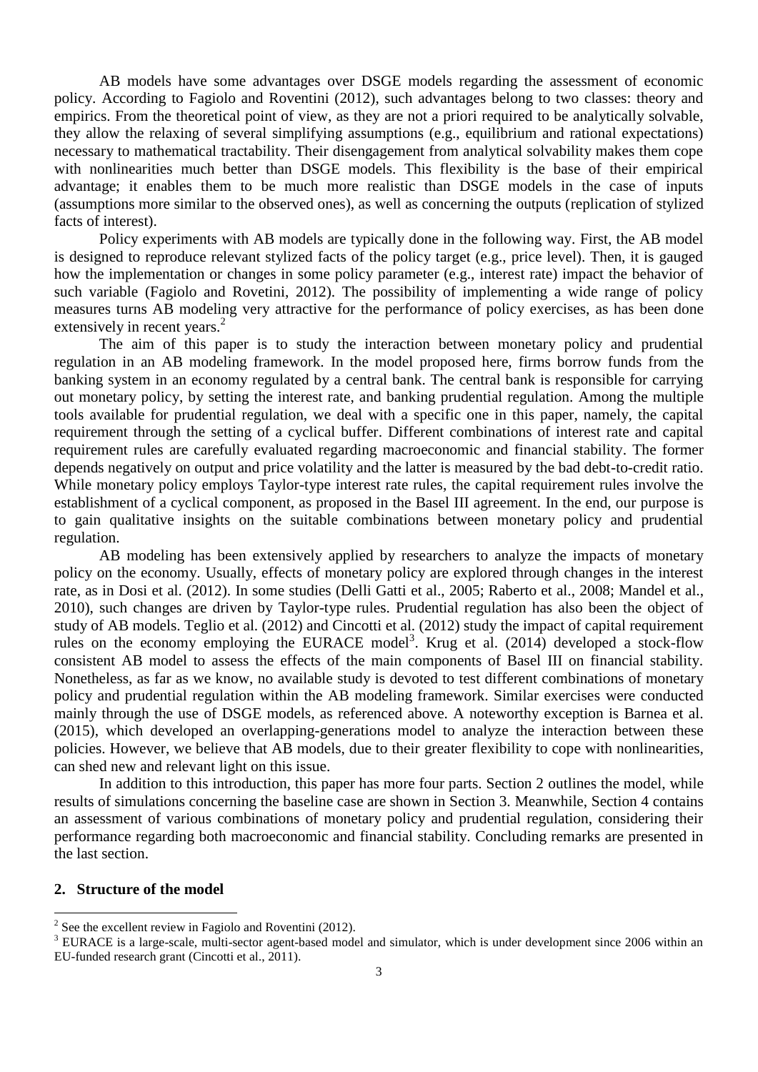AB models have some advantages over DSGE models regarding the assessment of economic policy. According to Fagiolo and Roventini (2012), such advantages belong to two classes: theory and empirics. From the theoretical point of view, as they are not a priori required to be analytically solvable, they allow the relaxing of several simplifying assumptions (e.g., equilibrium and rational expectations) necessary to mathematical tractability. Their disengagement from analytical solvability makes them cope with nonlinearities much better than DSGE models. This flexibility is the base of their empirical advantage; it enables them to be much more realistic than DSGE models in the case of inputs (assumptions more similar to the observed ones), as well as concerning the outputs (replication of stylized facts of interest).

Policy experiments with AB models are typically done in the following way. First, the AB model is designed to reproduce relevant stylized facts of the policy target (e.g., price level). Then, it is gauged how the implementation or changes in some policy parameter (e.g., interest rate) impact the behavior of such variable (Fagiolo and Rovetini, 2012). The possibility of implementing a wide range of policy measures turns AB modeling very attractive for the performance of policy exercises, as has been done extensively in recent years.[2]

The aim of this paper is to study the interaction between monetary policy and prudential regulation in an AB modeling framework. In the model proposed here, firms borrow funds from the banking system in an economy regulated by a central bank. The central bank is responsible for carrying out monetary policy, by setting the interest rate, and banking prudential regulation. Among the multiple tools available for prudential regulation, we deal with a specific one in this paper, namely, the capital requirement through the setting of a cyclical buffer. Different combinations of interest rate and capital requirement rules are carefully evaluated regarding macroeconomic and financial stability. The former depends negatively on output and price volatility and the latter is measured by the bad debt-to-credit ratio. While monetary policy employs Taylor-type interest rate rules, the capital requirement rules involve the establishment of a cyclical component, as proposed in the Basel III agreement. In the end, our purpose is to gain qualitative insights on the suitable combinations between monetary policy and prudential regulation.

AB modeling has been extensively applied by researchers to analyze the impacts of monetary policy on the economy. Usually, effects of monetary policy are explored through changes in the interest rate, as in Dosi et al. (2012). In some studies (Delli Gatti et al., 2005; Raberto et al., 2008; Mandel et al., 2010), such changes are driven by Taylor-type rules. Prudential regulation has also been the object of study of AB models. Teglio et al. (2012) and Cincotti et al. (2012) study the impact of capital requirement rules on the economy employing the EURACE model[3]. Krug et al. (2014) developed a stock-flow consistent AB model to assess the effects of the main components of Basel III on financial stability. Nonetheless, as far as we know, no available study is devoted to test different combinations of monetary policy and prudential regulation within the AB modeling framework. Similar exercises were conducted mainly through the use of DSGE models, as referenced above. A noteworthy exception is Barnea et al. (2015), which developed an overlapping-generations model to analyze the interaction between these policies. However, we believe that AB models, due to their greater flexibility to cope with nonlinearities, can shed new and relevant light on this issue.

In addition to this introduction, this paper has more four parts. Section 2 outlines the model, while results of simulations concerning the baseline case are shown in Section 3. Meanwhile, Section 4 contains an assessment of various combinations of monetary policy and prudential regulation, considering their performance regarding both macroeconomic and financial stability. Concluding remarks are presented in the last section.

## 2. Structure of the model

[2] See the excellent review in Fagiolo and Roventini (2012).

[3] EURACE is a large-scale, multi-sector agent-based model and simulator, which is under development since 2006 within an EU-funded research grant (Cincotti et al., 2011).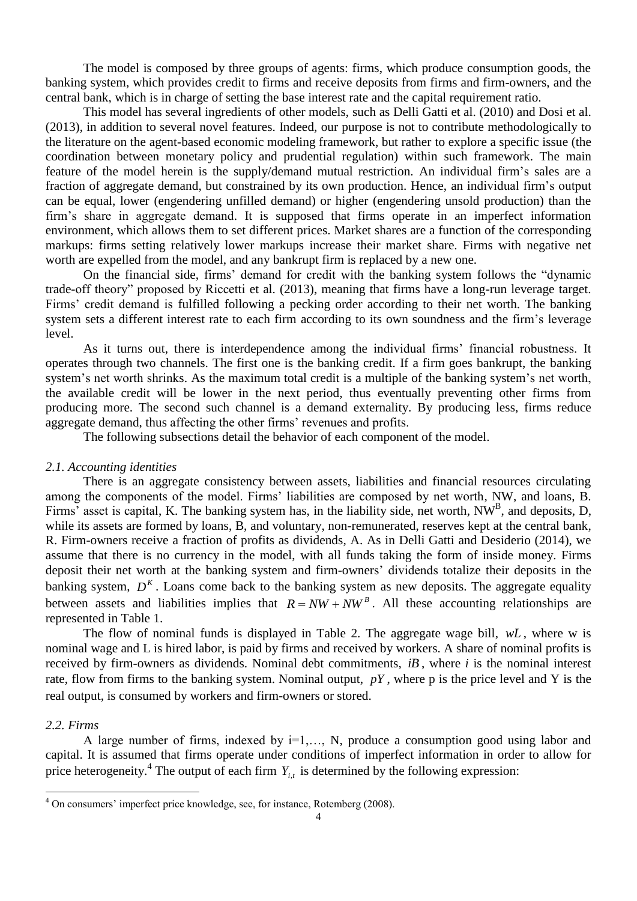The model is composed by three groups of agents: firms, which produce consumption goods, the banking system, which provides credit to firms and receive deposits from firms and firm-owners, and the central bank, which is in charge of setting the base interest rate and the capital requirement ratio.

This model has several ingredients of other models, such as Delli Gatti et al. (2010) and Dosi et al. (2013), in addition to several novel features. Indeed, our purpose is not to contribute methodologically to the literature on the agent-based economic modeling framework, but rather to explore a specific issue (the coordination between monetary policy and prudential regulation) within such framework. The main feature of the model herein is the supply/demand mutual restriction. An individual firm's sales are a fraction of aggregate demand, but constrained by its own production. Hence, an individual firm's output can be equal, lower (engendering unfilled demand) or higher (engendering unsold production) than the firm's share in aggregate demand. It is supposed that firms operate in an imperfect information environment, which allows them to set different prices. Market shares are a function of the corresponding markups: firms setting relatively lower markups increase their market share. Firms with negative net worth are expelled from the model, and any bankrupt firm is replaced by a new one.

On the financial side, firms' demand for credit with the banking system follows the "dynamic trade-off theory" proposed by Riccetti et al. (2013), meaning that firms have a long-run leverage target. Firms' credit demand is fulfilled following a pecking order according to their net worth. The banking system sets a different interest rate to each firm according to its own soundness and the firm's leverage level.

As it turns out, there is interdependence among the individual firms' financial robustness. It operates through two channels. The first one is the banking credit. If a firm goes bankrupt, the banking system's net worth shrinks. As the maximum total credit is a multiple of the banking system's net worth, the available credit will be lower in the next period, thus eventually preventing other firms from producing more. The second such channel is a demand externality. By producing less, firms reduce aggregate demand, thus affecting the other firms' revenues and profits.

The following subsections detail the behavior of each component of the model.

### *2.1. Accounting identities*

There is an aggregate consistency between assets, liabilities and financial resources circulating among the components of the model. Firms' liabilities are composed by net worth, NW, and loans, B. Firms' asset is capital, K. The banking system has, in the liability side, net worth, $NW^B$, and deposits, D, while its assets are formed by loans, B, and voluntary, non-remunerated, reserves kept at the central bank, R. Firm-owners receive a fraction of profits as dividends, A. As in Delli Gatti and Desiderio (2014), we assume that there is no currency in the model, with all funds taking the form of inside money. Firms deposit their net worth at the banking system and firm-owners' dividends totalize their deposits in the banking system, $D^K$. Loans come back to the banking system as new deposits. The aggregate equality between assets and liabilities implies that $R = NW + NW^B$. All these accounting relationships are represented in Table 1.

The flow of nominal funds is displayed in Table 2. The aggregate wage bill, $wL$, where w is nominal wage and L is hired labor, is paid by firms and received by workers. A share of nominal profits is received by firm-owners as dividends. Nominal debt commitments, $iB$, where $i$ is the nominal interest rate, flow from firms to the banking system. Nominal output, $pY$, where p is the price level and Y is the real output, is consumed by workers and firm-owners or stored.

### *2.2. Firms*

A large number of firms, indexed by i=1,…, N, produce a consumption good using labor and capital. It is assumed that firms operate under conditions of imperfect information in order to allow for price heterogeneity.[4] The output of each firm $Y_{i,t}$ is determined by the following expression:

[4] On consumers' imperfect price knowledge, see, for instance, Rotemberg (2008).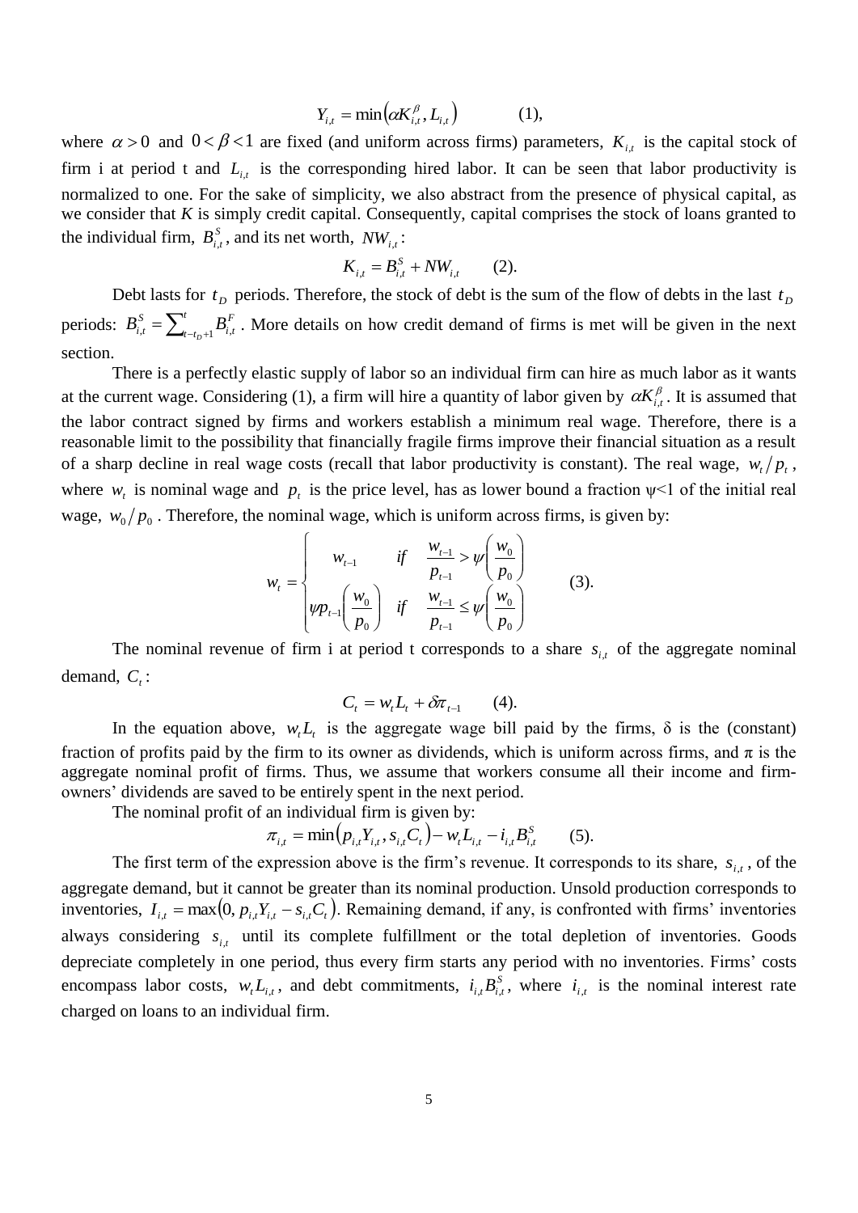$$Y_{i,t} = \min\left(\alpha K_{i,t}^{\beta}, L_{i,t}\right) \qquad (1),$$

where $\alpha > 0$ and $0 < \beta < 1$ are fixed (and uniform across firms) parameters, $K_{i,t}$ is the capital stock of firm i at period t and $L_{i,t}$ is the corresponding hired labor. It can be seen that labor productivity is normalized to one. For the sake of simplicity, we also abstract from the presence of physical capital, as we consider that *K* is simply credit capital. Consequently, capital comprises the stock of loans granted to the individual firm, $B_{i,t}^{S}$, and its net worth, $NW_{i,t}$:

$$K_{i,t} = B_{i,t}^{S} + NW_{i,t} \qquad (2).$$

Debt lasts for $t_D$ periods. Therefore, the stock of debt is the sum of the flow of debts in the last $t_D$ periods: $B_{i,t}^{S} = \sum_{t-t_D+1}^{t} B_{i,t}^{F}$. More details on how credit demand of firms is met will be given in the next section.

There is a perfectly elastic supply of labor so an individual firm can hire as much labor as it wants at the current wage. Considering (1), a firm will hire a quantity of labor given by $\alpha K_{i,t}^{\beta}$. It is assumed that the labor contract signed by firms and workers establish a minimum real wage. Therefore, there is a reasonable limit to the possibility that financially fragile firms improve their financial situation as a result of a sharp decline in real wage costs (recall that labor productivity is constant). The real wage, $w_t / p_t$, where $w_t$ is nominal wage and $p_t$ is the price level, has as lower bound a fraction $\psi<1$ of the initial real wage, $w_0 / p_0$. Therefore, the nominal wage, which is uniform across firms, is given by:

$$w_t = \begin{cases} w_{t-1} & if \quad \dfrac{w_{t-1}}{p_{t-1}} > \psi\left(\dfrac{w_0}{p_0}\right) \\ \psi p_{t-1}\left(\dfrac{w_0}{p_0}\right) & if \quad \dfrac{w_{t-1}}{p_{t-1}} \leq \psi\left(\dfrac{w_0}{p_0}\right) \end{cases} \qquad (3).$$

The nominal revenue of firm i at period t corresponds to a share $s_{i,t}$ of the aggregate nominal demand, $C_t$:

$$C_t = w_t L_t + \delta \pi_{t-1} \qquad (4).$$

In the equation above, $w_t L_t$ is the aggregate wage bill paid by the firms, $\delta$ is the (constant) fraction of profits paid by the firm to its owner as dividends, which is uniform across firms, and $\pi$ is the aggregate nominal profit of firms. Thus, we assume that workers consume all their income and firm-owners' dividends are saved to be entirely spent in the next period.

The nominal profit of an individual firm is given by:

$$\pi_{i,t} = \min\left(p_{i,t} Y_{i,t}, s_{i,t} C_t\right) - w_t L_{i,t} - i_{i,t} B_{i,t}^{S} \qquad (5).$$

The first term of the expression above is the firm's revenue. It corresponds to its share, $s_{i,t}$, of the aggregate demand, but it cannot be greater than its nominal production. Unsold production corresponds to inventories, $I_{i,t} = \max\left(0, p_{i,t} Y_{i,t} - s_{i,t} C_t\right)$. Remaining demand, if any, is confronted with firms' inventories always considering $s_{i,t}$ until its complete fulfillment or the total depletion of inventories. Goods depreciate completely in one period, thus every firm starts any period with no inventories. Firms' costs encompass labor costs, $w_t L_{i,t}$, and debt commitments, $i_{i,t} B_{i,t}^{S}$, where $i_{i,t}$ is the nominal interest rate charged on loans to an individual firm.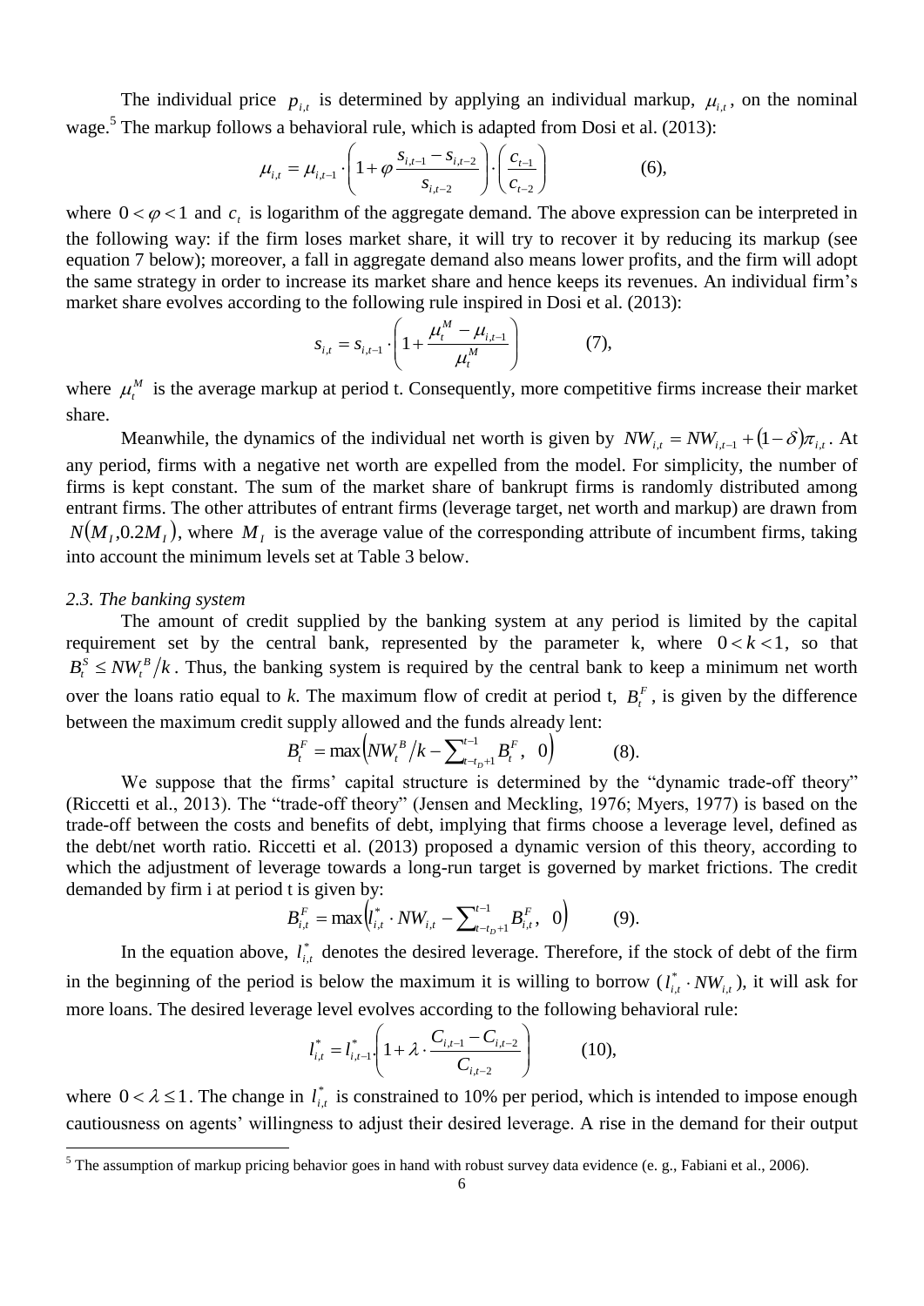The individual price $p_{i,t}$ is determined by applying an individual markup, $\mu_{i,t}$, on the nominal wage.[5] The markup follows a behavioral rule, which is adapted from Dosi et al. (2013):

$$\mu_{i,t} = \mu_{i,t-1} \cdot \left(1 + \varphi \frac{s_{i,t-1} - s_{i,t-2}}{s_{i,t-2}}\right) \cdot \left(\frac{c_{t-1}}{c_{t-2}}\right) \qquad (6),$$

where $0 < \varphi < 1$ and $c_t$ is logarithm of the aggregate demand. The above expression can be interpreted in the following way: if the firm loses market share, it will try to recover it by reducing its markup (see equation 7 below); moreover, a fall in aggregate demand also means lower profits, and the firm will adopt the same strategy in order to increase its market share and hence keeps its revenues. An individual firm's market share evolves according to the following rule inspired in Dosi et al. (2013):

$$s_{i,t} = s_{i,t-1} \cdot \left(1 + \frac{\mu_t^M - \mu_{i,t-1}}{\mu_t^M}\right) \qquad (7),$$

where $\mu_t^M$ is the average markup at period t. Consequently, more competitive firms increase their market share.

Meanwhile, the dynamics of the individual net worth is given by $NW_{i,t} = NW_{i,t-1} + (1-\delta)\pi_{i,t}$. At any period, firms with a negative net worth are expelled from the model. For simplicity, the number of firms is kept constant. The sum of the market share of bankrupt firms is randomly distributed among entrant firms. The other attributes of entrant firms (leverage target, net worth and markup) are drawn from $N(M_I, 0.2M_I)$, where $M_I$ is the average value of the corresponding attribute of incumbent firms, taking into account the minimum levels set at Table 3 below.

*2.3. The banking system*

The amount of credit supplied by the banking system at any period is limited by the capital requirement set by the central bank, represented by the parameter k, where $0 < k < 1$, so that $B_t^S \le NW_t^B / k$. Thus, the banking system is required by the central bank to keep a minimum net worth over the loans ratio equal to *k*. The maximum flow of credit at period t, $B_t^F$, is given by the difference between the maximum credit supply allowed and the funds already lent:

$$B_t^F = \max\left(NW_t^B / k - \sum_{t-t_D+1}^{t-1} B_t^F, \;\; 0\right) \qquad (8).$$

We suppose that the firms' capital structure is determined by the "dynamic trade-off theory" (Riccetti et al., 2013). The "trade-off theory" (Jensen and Meckling, 1976; Myers, 1977) is based on the trade-off between the costs and benefits of debt, implying that firms choose a leverage level, defined as the debt/net worth ratio. Riccetti et al. (2013) proposed a dynamic version of this theory, according to which the adjustment of leverage towards a long-run target is governed by market frictions. The credit demanded by firm i at period t is given by:

$$B_{i,t}^F = \max\left(l_{i,t}^* \cdot NW_{i,t} - \sum_{t-t_D+1}^{t-1} B_{i,t}^F, \;\; 0\right) \qquad (9).$$

In the equation above, $l_{i,t}^*$ denotes the desired leverage. Therefore, if the stock of debt of the firm in the beginning of the period is below the maximum it is willing to borrow ($l_{i,t}^* \cdot NW_{i,t}$), it will ask for more loans. The desired leverage level evolves according to the following behavioral rule:

$$l_{i,t}^* = l_{i,t-1}^* \cdot \left(1 + \lambda \cdot \frac{C_{i,t-1} - C_{i,t-2}}{C_{i,t-2}}\right) \qquad (10),$$

where $0 < \lambda \le 1$. The change in $l_{i,t}^*$ is constrained to 10% per period, which is intended to impose enough cautiousness on agents' willingness to adjust their desired leverage. A rise in the demand for their output

[5] The assumption of markup pricing behavior goes in hand with robust survey data evidence (e. g., Fabiani et al., 2006).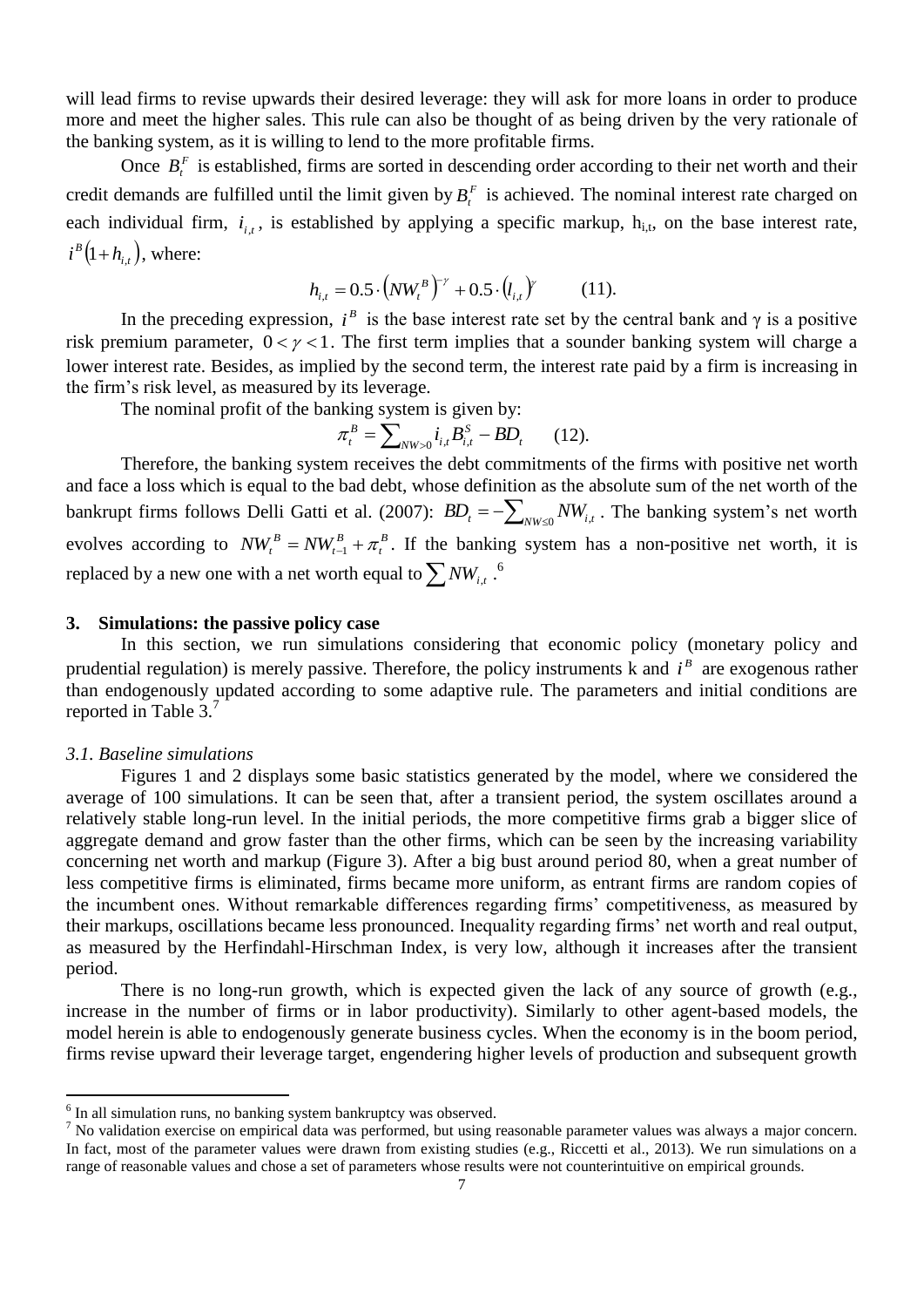will lead firms to revise upwards their desired leverage: they will ask for more loans in order to produce more and meet the higher sales. This rule can also be thought of as being driven by the very rationale of the banking system, as it is willing to lend to the more profitable firms.

Once $B_t^F$ is established, firms are sorted in descending order according to their net worth and their credit demands are fulfilled until the limit given by $B_t^F$ is achieved. The nominal interest rate charged on each individual firm, $i_{i,t}$, is established by applying a specific markup, $h_{i,t}$, on the base interest rate, $i^B(1+h_{i,t})$, where:

$$h_{i,t} = 0.5 \cdot \left(NW_t^B\right)^{-\gamma} + 0.5 \cdot \left(l_{i,t}\right)^{\gamma} \qquad (11).$$

In the preceding expression, $i^B$ is the base interest rate set by the central bank and γ is a positive risk premium parameter, $0 < \gamma < 1$. The first term implies that a sounder banking system will charge a lower interest rate. Besides, as implied by the second term, the interest rate paid by a firm is increasing in the firm's risk level, as measured by its leverage.

The nominal profit of the banking system is given by:

$$\pi_t^B = \sum_{NW>0} i_{i,t} B_{i,t}^S - BD_t \qquad (12).$$

Therefore, the banking system receives the debt commitments of the firms with positive net worth and face a loss which is equal to the bad debt, whose definition as the absolute sum of the net worth of the bankrupt firms follows Delli Gatti et al. (2007): $BD_t = -\sum_{NW \le 0} NW_{i,t}$. The banking system's net worth evolves according to $NW_t^B = NW_{t-1}^B + \pi_t^B$. If the banking system has a non-positive net worth, it is replaced by a new one with a net worth equal to $\sum NW_{i,t}$.[6]

## 3. Simulations: the passive policy case

In this section, we run simulations considering that economic policy (monetary policy and prudential regulation) is merely passive. Therefore, the policy instruments k and $i^B$ are exogenous rather than endogenously updated according to some adaptive rule. The parameters and initial conditions are reported in Table 3.[7]

### *3.1. Baseline simulations*

Figures 1 and 2 displays some basic statistics generated by the model, where we considered the average of 100 simulations. It can be seen that, after a transient period, the system oscillates around a relatively stable long-run level. In the initial periods, the more competitive firms grab a bigger slice of aggregate demand and grow faster than the other firms, which can be seen by the increasing variability concerning net worth and markup (Figure 3). After a big bust around period 80, when a great number of less competitive firms is eliminated, firms became more uniform, as entrant firms are random copies of the incumbent ones. Without remarkable differences regarding firms' competitiveness, as measured by their markups, oscillations became less pronounced. Inequality regarding firms' net worth and real output, as measured by the Herfindahl-Hirschman Index, is very low, although it increases after the transient period.

There is no long-run growth, which is expected given the lack of any source of growth (e.g., increase in the number of firms or in labor productivity). Similarly to other agent-based models, the model herein is able to endogenously generate business cycles. When the economy is in the boom period, firms revise upward their leverage target, engendering higher levels of production and subsequent growth

---

[6] In all simulation runs, no banking system bankruptcy was observed.

[7] No validation exercise on empirical data was performed, but using reasonable parameter values was always a major concern. In fact, most of the parameter values were drawn from existing studies (e.g., Riccetti et al., 2013). We run simulations on a range of reasonable values and chose a set of parameters whose results were not counterintuitive on empirical grounds.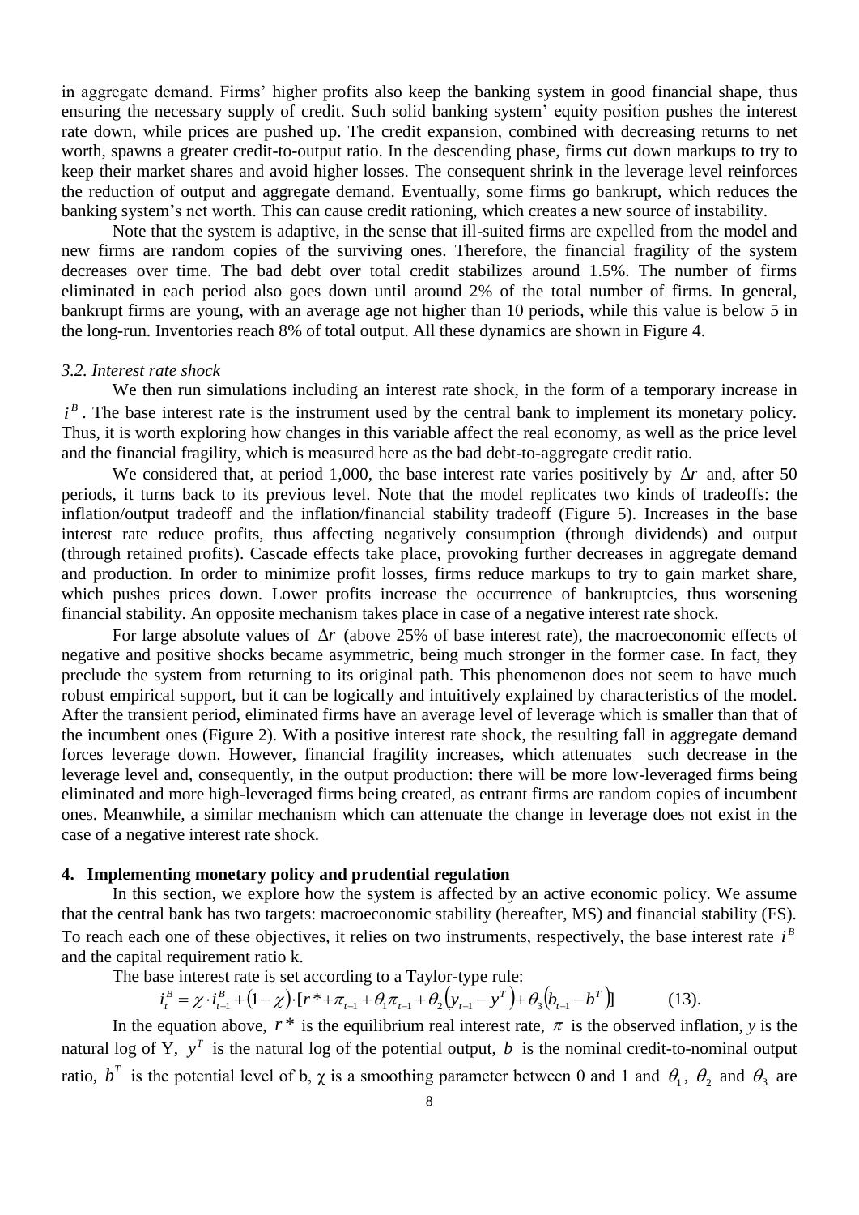in aggregate demand. Firms' higher profits also keep the banking system in good financial shape, thus ensuring the necessary supply of credit. Such solid banking system' equity position pushes the interest rate down, while prices are pushed up. The credit expansion, combined with decreasing returns to net worth, spawns a greater credit-to-output ratio. In the descending phase, firms cut down markups to try to keep their market shares and avoid higher losses. The consequent shrink in the leverage level reinforces the reduction of output and aggregate demand. Eventually, some firms go bankrupt, which reduces the banking system's net worth. This can cause credit rationing, which creates a new source of instability.

Note that the system is adaptive, in the sense that ill-suited firms are expelled from the model and new firms are random copies of the surviving ones. Therefore, the financial fragility of the system decreases over time. The bad debt over total credit stabilizes around 1.5%. The number of firms eliminated in each period also goes down until around 2% of the total number of firms. In general, bankrupt firms are young, with an average age not higher than 10 periods, while this value is below 5 in the long-run. Inventories reach 8% of total output. All these dynamics are shown in Figure 4.

### *3.2. Interest rate shock*

We then run simulations including an interest rate shock, in the form of a temporary increase in $i^B$. The base interest rate is the instrument used by the central bank to implement its monetary policy. Thus, it is worth exploring how changes in this variable affect the real economy, as well as the price level and the financial fragility, which is measured here as the bad debt-to-aggregate credit ratio.

We considered that, at period 1,000, the base interest rate varies positively by $\Delta r$ and, after 50 periods, it turns back to its previous level. Note that the model replicates two kinds of tradeoffs: the inflation/output tradeoff and the inflation/financial stability tradeoff (Figure 5). Increases in the base interest rate reduce profits, thus affecting negatively consumption (through dividends) and output (through retained profits). Cascade effects take place, provoking further decreases in aggregate demand and production. In order to minimize profit losses, firms reduce markups to try to gain market share, which pushes prices down. Lower profits increase the occurrence of bankruptcies, thus worsening financial stability. An opposite mechanism takes place in case of a negative interest rate shock.

For large absolute values of $\Delta r$ (above 25% of base interest rate), the macroeconomic effects of negative and positive shocks became asymmetric, being much stronger in the former case. In fact, they preclude the system from returning to its original path. This phenomenon does not seem to have much robust empirical support, but it can be logically and intuitively explained by characteristics of the model. After the transient period, eliminated firms have an average level of leverage which is smaller than that of the incumbent ones (Figure 2). With a positive interest rate shock, the resulting fall in aggregate demand forces leverage down. However, financial fragility increases, which attenuates such decrease in the leverage level and, consequently, in the output production: there will be more low-leveraged firms being eliminated and more high-leveraged firms being created, as entrant firms are random copies of incumbent ones. Meanwhile, a similar mechanism which can attenuate the change in leverage does not exist in the case of a negative interest rate shock.

## 4. Implementing monetary policy and prudential regulation

In this section, we explore how the system is affected by an active economic policy. We assume that the central bank has two targets: macroeconomic stability (hereafter, MS) and financial stability (FS). To reach each one of these objectives, it relies on two instruments, respectively, the base interest rate $i^B$ and the capital requirement ratio k.

The base interest rate is set according to a Taylor-type rule:

$$i_t^B = \chi \cdot i_{t-1}^B + (1-\chi)\cdot[r^* + \pi_{t-1} + \theta_1 \pi_{t-1} + \theta_2 (y_{t-1} - y^T) + \theta_3 (b_{t-1} - b^T)] \qquad (13).$$

In the equation above, $r^*$ is the equilibrium real interest rate, $\pi$ is the observed inflation, $y$ is the natural log of Y, $y^T$ is the natural log of the potential output, $b$ is the nominal credit-to-nominal output ratio, $b^T$ is the potential level of b, $\chi$ is a smoothing parameter between 0 and 1 and $\theta_1$, $\theta_2$ and $\theta_3$ are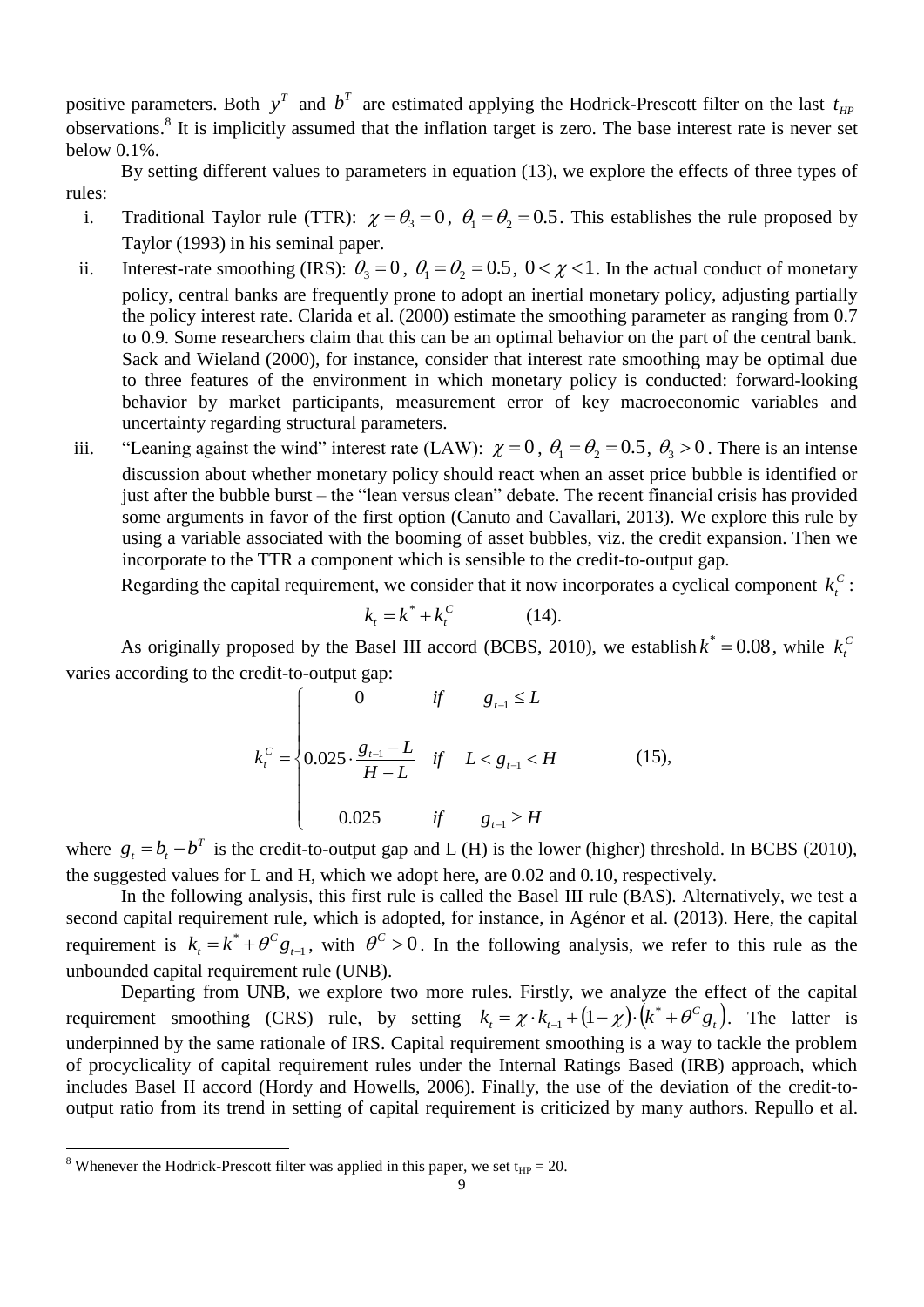positive parameters. Both $y^T$ and $b^T$ are estimated applying the Hodrick-Prescott filter on the last $t_{HP}$ observations.[8] It is implicitly assumed that the inflation target is zero. The base interest rate is never set below 0.1%.

By setting different values to parameters in equation (13), we explore the effects of three types of rules:

i. Traditional Taylor rule (TTR): $\chi = \theta_3 = 0$, $\theta_1 = \theta_2 = 0.5$. This establishes the rule proposed by Taylor (1993) in his seminal paper.

ii. Interest-rate smoothing (IRS): $\theta_3 = 0$, $\theta_1 = \theta_2 = 0.5$, $0 < \chi < 1$. In the actual conduct of monetary policy, central banks are frequently prone to adopt an inertial monetary policy, adjusting partially the policy interest rate. Clarida et al. (2000) estimate the smoothing parameter as ranging from 0.7 to 0.9. Some researchers claim that this can be an optimal behavior on the part of the central bank. Sack and Wieland (2000), for instance, consider that interest rate smoothing may be optimal due to three features of the environment in which monetary policy is conducted: forward-looking behavior by market participants, measurement error of key macroeconomic variables and uncertainty regarding structural parameters.

iii. "Leaning against the wind" interest rate (LAW): $\chi = 0$, $\theta_1 = \theta_2 = 0.5$, $\theta_3 > 0$. There is an intense discussion about whether monetary policy should react when an asset price bubble is identified or just after the bubble burst – the "lean versus clean" debate. The recent financial crisis has provided some arguments in favor of the first option (Canuto and Cavallari, 2013). We explore this rule by using a variable associated with the booming of asset bubbles, viz. the credit expansion. Then we incorporate to the TTR a component which is sensible to the credit-to-output gap.

Regarding the capital requirement, we consider that it now incorporates a cyclical component $k_t^C$:

$$k_t = k^* + k_t^C \qquad (14).$$

As originally proposed by the Basel III accord (BCBS, 2010), we establish $k^* = 0.08$, while $k_t^C$ varies according to the credit-to-output gap:

$$k_t^C = \begin{cases} 0 & if \quad g_{t-1} \leq L \\ 0.025 \cdot \dfrac{g_{t-1} - L}{H - L} & if \quad L < g_{t-1} < H \\ 0.025 & if \quad g_{t-1} \geq H \end{cases} \qquad (15),$$

where $g_t = b_t - b^T$ is the credit-to-output gap and L (H) is the lower (higher) threshold. In BCBS (2010), the suggested values for L and H, which we adopt here, are 0.02 and 0.10, respectively.

In the following analysis, this first rule is called the Basel III rule (BAS). Alternatively, we test a second capital requirement rule, which is adopted, for instance, in Agénor et al. (2013). Here, the capital requirement is $k_t = k^* + \theta^C g_{t-1}$, with $\theta^C > 0$. In the following analysis, we refer to this rule as the unbounded capital requirement rule (UNB).

Departing from UNB, we explore two more rules. Firstly, we analyze the effect of the capital requirement smoothing (CRS) rule, by setting $k_t = \chi \cdot k_{t-1} + (1-\chi) \cdot (k^* + \theta^C g_t)$. The latter is underpinned by the same rationale of IRS. Capital requirement smoothing is a way to tackle the problem of procyclicality of capital requirement rules under the Internal Ratings Based (IRB) approach, which includes Basel II accord (Hordy and Howells, 2006). Finally, the use of the deviation of the credit-to-output ratio from its trend in setting of capital requirement is criticized by many authors. Repullo et al.

[8] Whenever the Hodrick-Prescott filter was applied in this paper, we set $t_{HP} = 20$.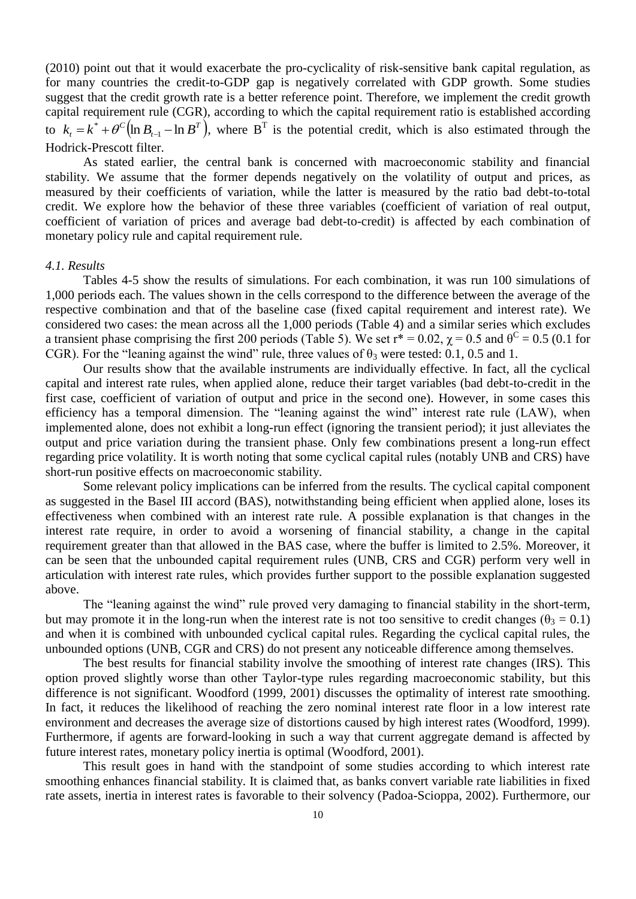(2010) point out that it would exacerbate the pro-cyclicality of risk-sensitive bank capital regulation, as for many countries the credit-to-GDP gap is negatively correlated with GDP growth. Some studies suggest that the credit growth rate is a better reference point. Therefore, we implement the credit growth capital requirement rule (CGR), according to which the capital requirement ratio is established according to $k_t = k^* + \theta^C(\ln B_{t-1} - \ln B^T)$, where $B^T$ is the potential credit, which is also estimated through the Hodrick-Prescott filter.

As stated earlier, the central bank is concerned with macroeconomic stability and financial stability. We assume that the former depends negatively on the volatility of output and prices, as measured by their coefficients of variation, while the latter is measured by the ratio bad debt-to-total credit. We explore how the behavior of these three variables (coefficient of variation of real output, coefficient of variation of prices and average bad debt-to-credit) is affected by each combination of monetary policy rule and capital requirement rule.

*4.1. Results*

Tables 4-5 show the results of simulations. For each combination, it was run 100 simulations of 1,000 periods each. The values shown in the cells correspond to the difference between the average of the respective combination and that of the baseline case (fixed capital requirement and interest rate). We considered two cases: the mean across all the 1,000 periods (Table 4) and a similar series which excludes a transient phase comprising the first 200 periods (Table 5). We set $r^* = 0.02$, $\chi = 0.5$ and $\theta^C = 0.5$ (0.1 for CGR). For the "leaning against the wind" rule, three values of $\theta_3$ were tested: 0.1, 0.5 and 1.

Our results show that the available instruments are individually effective. In fact, all the cyclical capital and interest rate rules, when applied alone, reduce their target variables (bad debt-to-credit in the first case, coefficient of variation of output and price in the second one). However, in some cases this efficiency has a temporal dimension. The "leaning against the wind" interest rate rule (LAW), when implemented alone, does not exhibit a long-run effect (ignoring the transient period); it just alleviates the output and price variation during the transient phase. Only few combinations present a long-run effect regarding price volatility. It is worth noting that some cyclical capital rules (notably UNB and CRS) have short-run positive effects on macroeconomic stability.

Some relevant policy implications can be inferred from the results. The cyclical capital component as suggested in the Basel III accord (BAS), notwithstanding being efficient when applied alone, loses its effectiveness when combined with an interest rate rule. A possible explanation is that changes in the interest rate require, in order to avoid a worsening of financial stability, a change in the capital requirement greater than that allowed in the BAS case, where the buffer is limited to 2.5%. Moreover, it can be seen that the unbounded capital requirement rules (UNB, CRS and CGR) perform very well in articulation with interest rate rules, which provides further support to the possible explanation suggested above.

The "leaning against the wind" rule proved very damaging to financial stability in the short-term, but may promote it in the long-run when the interest rate is not too sensitive to credit changes ($\theta_3 = 0.1$) and when it is combined with unbounded cyclical capital rules. Regarding the cyclical capital rules, the unbounded options (UNB, CGR and CRS) do not present any noticeable difference among themselves.

The best results for financial stability involve the smoothing of interest rate changes (IRS). This option proved slightly worse than other Taylor-type rules regarding macroeconomic stability, but this difference is not significant. Woodford (1999, 2001) discusses the optimality of interest rate smoothing. In fact, it reduces the likelihood of reaching the zero nominal interest rate floor in a low interest rate environment and decreases the average size of distortions caused by high interest rates (Woodford, 1999). Furthermore, if agents are forward-looking in such a way that current aggregate demand is affected by future interest rates, monetary policy inertia is optimal (Woodford, 2001).

This result goes in hand with the standpoint of some studies according to which interest rate smoothing enhances financial stability. It is claimed that, as banks convert variable rate liabilities in fixed rate assets, inertia in interest rates is favorable to their solvency (Padoa-Schioppa, 2002). Furthermore, our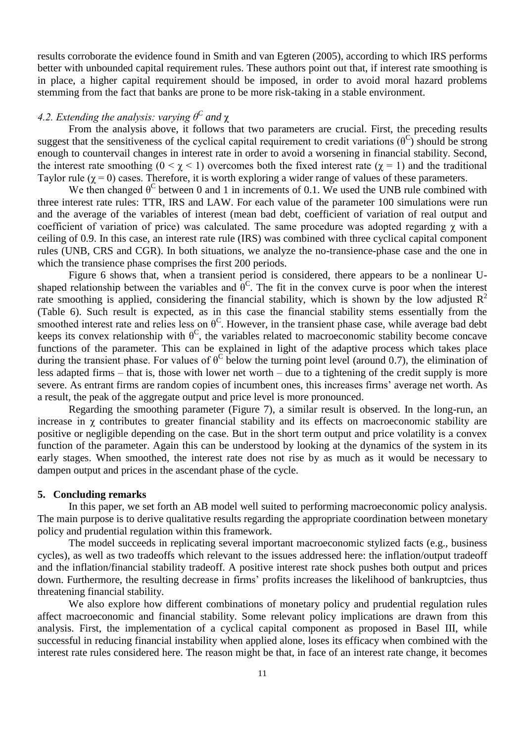results corroborate the evidence found in Smith and van Egteren (2005), according to which IRS performs better with unbounded capital requirement rules. These authors point out that, if interest rate smoothing is in place, a higher capital requirement should be imposed, in order to avoid moral hazard problems stemming from the fact that banks are prone to be more risk-taking in a stable environment.

### *4.2. Extending the analysis: varying $\theta^C$ and $\chi$*

From the analysis above, it follows that two parameters are crucial. First, the preceding results suggest that the sensitiveness of the cyclical capital requirement to credit variations ($\theta^C$) should be strong enough to countervail changes in interest rate in order to avoid a worsening in financial stability. Second, the interest rate smoothing ($0 < \chi < 1$) overcomes both the fixed interest rate ($\chi = 1$) and the traditional Taylor rule ($\chi = 0$) cases. Therefore, it is worth exploring a wider range of values of these parameters.

We then changed $\theta^C$ between 0 and 1 in increments of 0.1. We used the UNB rule combined with three interest rate rules: TTR, IRS and LAW. For each value of the parameter 100 simulations were run and the average of the variables of interest (mean bad debt, coefficient of variation of real output and coefficient of variation of price) was calculated. The same procedure was adopted regarding $\chi$ with a ceiling of 0.9. In this case, an interest rate rule (IRS) was combined with three cyclical capital component rules (UNB, CRS and CGR). In both situations, we analyze the no-transience-phase case and the one in which the transience phase comprises the first 200 periods.

Figure 6 shows that, when a transient period is considered, there appears to be a nonlinear U-shaped relationship between the variables and $\theta^C$. The fit in the convex curve is poor when the interest rate smoothing is applied, considering the financial stability, which is shown by the low adjusted $R^2$ (Table 6). Such result is expected, as in this case the financial stability stems essentially from the smoothed interest rate and relies less on $\theta^C$. However, in the transient phase case, while average bad debt keeps its convex relationship with $\theta^C$, the variables related to macroeconomic stability become concave functions of the parameter. This can be explained in light of the adaptive process which takes place during the transient phase. For values of $\theta^C$ below the turning point level (around 0.7), the elimination of less adapted firms – that is, those with lower net worth – due to a tightening of the credit supply is more severe. As entrant firms are random copies of incumbent ones, this increases firms' average net worth. As a result, the peak of the aggregate output and price level is more pronounced.

Regarding the smoothing parameter (Figure 7), a similar result is observed. In the long-run, an increase in $\chi$ contributes to greater financial stability and its effects on macroeconomic stability are positive or negligible depending on the case. But in the short term output and price volatility is a convex function of the parameter. Again this can be understood by looking at the dynamics of the system in its early stages. When smoothed, the interest rate does not rise by as much as it would be necessary to dampen output and prices in the ascendant phase of the cycle.

## 5. Concluding remarks

In this paper, we set forth an AB model well suited to performing macroeconomic policy analysis. The main purpose is to derive qualitative results regarding the appropriate coordination between monetary policy and prudential regulation within this framework.

The model succeeds in replicating several important macroeconomic stylized facts (e.g., business cycles), as well as two tradeoffs which relevant to the issues addressed here: the inflation/output tradeoff and the inflation/financial stability tradeoff. A positive interest rate shock pushes both output and prices down. Furthermore, the resulting decrease in firms' profits increases the likelihood of bankruptcies, thus threatening financial stability.

We also explore how different combinations of monetary policy and prudential regulation rules affect macroeconomic and financial stability. Some relevant policy implications are drawn from this analysis. First, the implementation of a cyclical capital component as proposed in Basel III, while successful in reducing financial instability when applied alone, loses its efficacy when combined with the interest rate rules considered here. The reason might be that, in face of an interest rate change, it becomes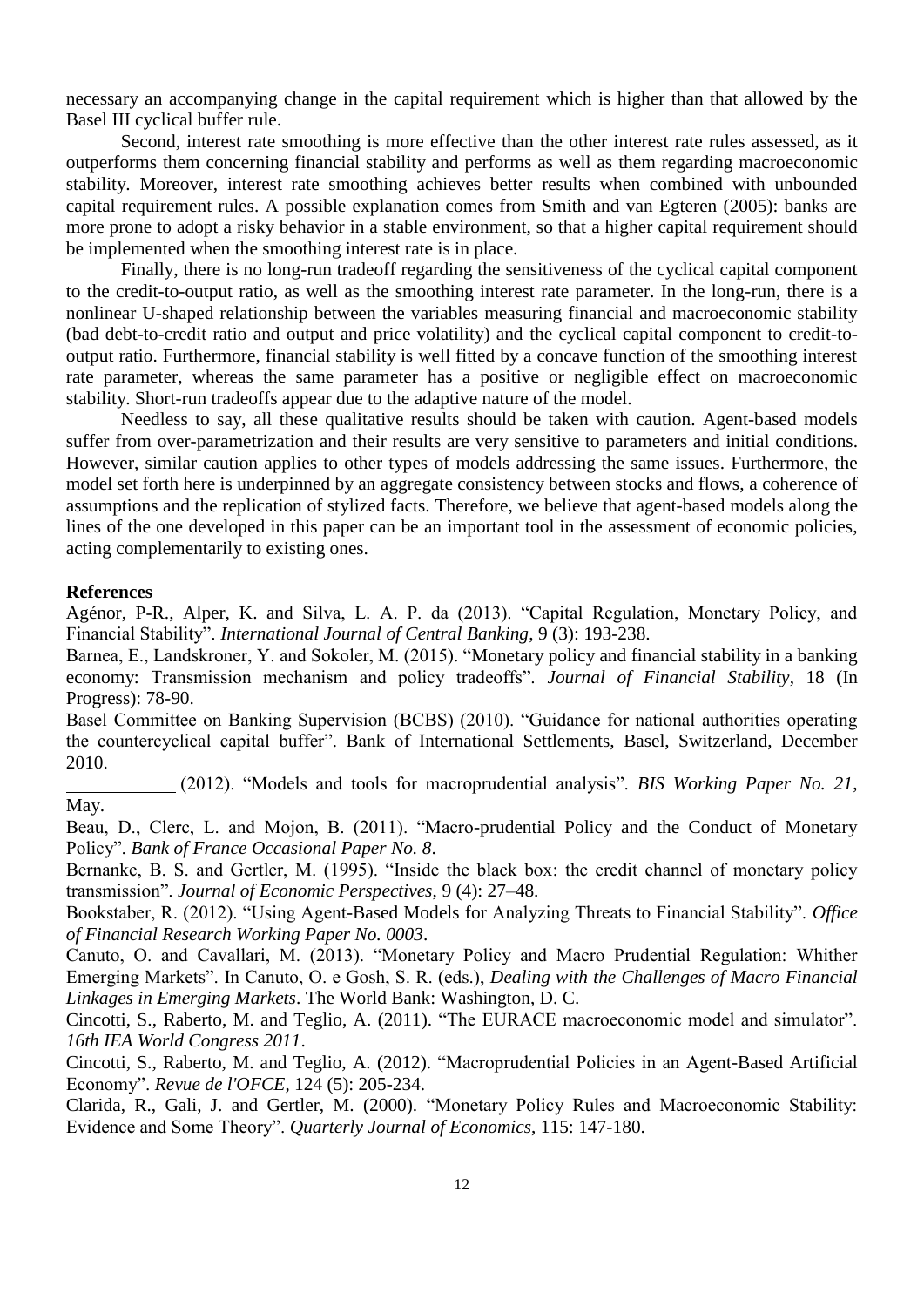necessary an accompanying change in the capital requirement which is higher than that allowed by the Basel III cyclical buffer rule.

Second, interest rate smoothing is more effective than the other interest rate rules assessed, as it outperforms them concerning financial stability and performs as well as them regarding macroeconomic stability. Moreover, interest rate smoothing achieves better results when combined with unbounded capital requirement rules. A possible explanation comes from Smith and van Egteren (2005): banks are more prone to adopt a risky behavior in a stable environment, so that a higher capital requirement should be implemented when the smoothing interest rate is in place.

Finally, there is no long-run tradeoff regarding the sensitiveness of the cyclical capital component to the credit-to-output ratio, as well as the smoothing interest rate parameter. In the long-run, there is a nonlinear U-shaped relationship between the variables measuring financial and macroeconomic stability (bad debt-to-credit ratio and output and price volatility) and the cyclical capital component to credit-to-output ratio. Furthermore, financial stability is well fitted by a concave function of the smoothing interest rate parameter, whereas the same parameter has a positive or negligible effect on macroeconomic stability. Short-run tradeoffs appear due to the adaptive nature of the model.

Needless to say, all these qualitative results should be taken with caution. Agent-based models suffer from over-parametrization and their results are very sensitive to parameters and initial conditions. However, similar caution applies to other types of models addressing the same issues. Furthermore, the model set forth here is underpinned by an aggregate consistency between stocks and flows, a coherence of assumptions and the replication of stylized facts. Therefore, we believe that agent-based models along the lines of the one developed in this paper can be an important tool in the assessment of economic policies, acting complementarily to existing ones.

**References**

Agénor, P-R., Alper, K. and Silva, L. A. P. da (2013). "Capital Regulation, Monetary Policy, and Financial Stability". *International Journal of Central Banking*, 9 (3): 193-238.

Barnea, E., Landskroner, Y. and Sokoler, M. (2015). "Monetary policy and financial stability in a banking economy: Transmission mechanism and policy tradeoffs". *Journal of Financial Stability*, 18 (In Progress): 78-90.

Basel Committee on Banking Supervision (BCBS) (2010). "Guidance for national authorities operating the countercyclical capital buffer". Bank of International Settlements, Basel, Switzerland, December 2010.

\_\_\_\_\_\_\_\_\_\_\_\_ (2012). "Models and tools for macroprudential analysis". *BIS Working Paper No. 21*, May.

Beau, D., Clerc, L. and Mojon, B. (2011). "Macro-prudential Policy and the Conduct of Monetary Policy". *Bank of France Occasional Paper No. 8*.

Bernanke, B. S. and Gertler, M. (1995). "Inside the black box: the credit channel of monetary policy transmission". *Journal of Economic Perspectives*, 9 (4): 27–48.

Bookstaber, R. (2012). "Using Agent-Based Models for Analyzing Threats to Financial Stability". *Office of Financial Research Working Paper No. 0003*.

Canuto, O. and Cavallari, M. (2013). "Monetary Policy and Macro Prudential Regulation: Whither Emerging Markets". In Canuto, O. e Gosh, S. R. (eds.), *Dealing with the Challenges of Macro Financial Linkages in Emerging Markets*. The World Bank: Washington, D. C.

Cincotti, S., Raberto, M. and Teglio, A. (2011). "The EURACE macroeconomic model and simulator". *16th IEA World Congress 2011*.

Cincotti, S., Raberto, M. and Teglio, A. (2012). "Macroprudential Policies in an Agent-Based Artificial Economy". *Revue de l'OFCE*, 124 (5): 205-234.

Clarida, R., Gali, J. and Gertler, M. (2000). "Monetary Policy Rules and Macroeconomic Stability: Evidence and Some Theory". *Quarterly Journal of Economics*, 115: 147-180.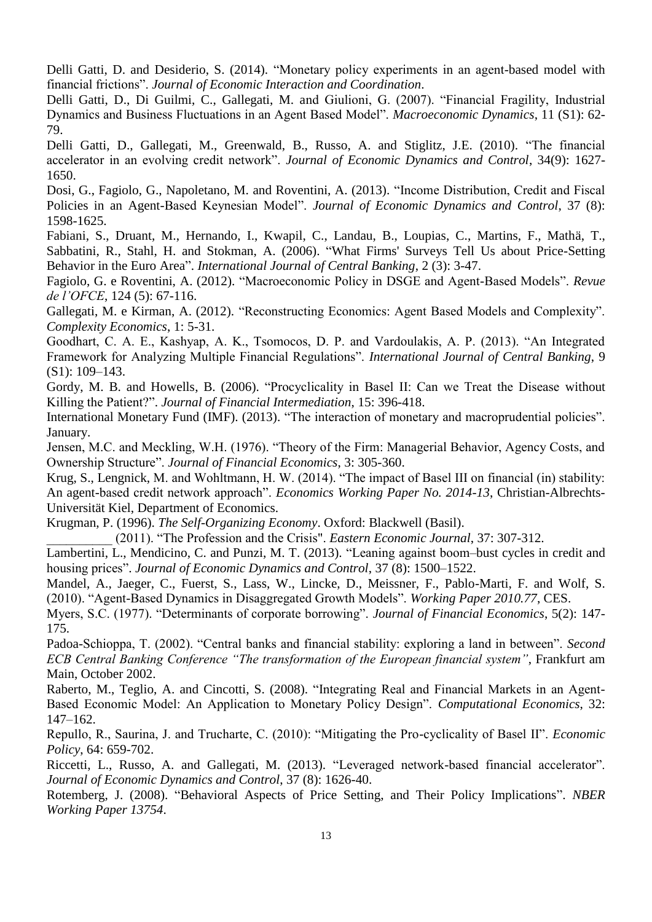Delli Gatti, D. and Desiderio, S. (2014). "Monetary policy experiments in an agent-based model with financial frictions". *Journal of Economic Interaction and Coordination*.

Delli Gatti, D., Di Guilmi, C., Gallegati, M. and Giulioni, G. (2007). "Financial Fragility, Industrial Dynamics and Business Fluctuations in an Agent Based Model". *Macroeconomic Dynamics*, 11 (S1): 62-79.

Delli Gatti, D., Gallegati, M., Greenwald, B., Russo, A. and Stiglitz, J.E. (2010). "The financial accelerator in an evolving credit network". *Journal of Economic Dynamics and Control*, 34(9): 1627-1650.

Dosi, G., Fagiolo, G., Napoletano, M. and Roventini, A. (2013). "Income Distribution, Credit and Fiscal Policies in an Agent-Based Keynesian Model". *Journal of Economic Dynamics and Control*, 37 (8): 1598-1625.

Fabiani, S., Druant, M., Hernando, I., Kwapil, C., Landau, B., Loupias, C., Martins, F., Mathä, T., Sabbatini, R., Stahl, H. and Stokman, A. (2006). "What Firms' Surveys Tell Us about Price-Setting Behavior in the Euro Area". *International Journal of Central Banking*, 2 (3): 3-47.

Fagiolo, G. e Roventini, A. (2012). "Macroeconomic Policy in DSGE and Agent-Based Models". *Revue de l'OFCE*, 124 (5): 67-116.

Gallegati, M. e Kirman, A. (2012). "Reconstructing Economics: Agent Based Models and Complexity". *Complexity Economics*, 1: 5-31.

Goodhart, C. A. E., Kashyap, A. K., Tsomocos, D. P. and Vardoulakis, A. P. (2013). "An Integrated Framework for Analyzing Multiple Financial Regulations". *International Journal of Central Banking*, 9 (S1): 109–143.

Gordy, M. B. and Howells, B. (2006). "Procyclicality in Basel II: Can we Treat the Disease without Killing the Patient?". *Journal of Financial Intermediation*, 15: 396-418.

International Monetary Fund (IMF). (2013). "The interaction of monetary and macroprudential policies". January.

Jensen, M.C. and Meckling, W.H. (1976). "Theory of the Firm: Managerial Behavior, Agency Costs, and Ownership Structure". *Journal of Financial Economics*, 3: 305-360.

Krug, S., Lengnick, M. and Wohltmann, H. W. (2014). "The impact of Basel III on financial (in) stability: An agent-based credit network approach". *Economics Working Paper No. 2014-13*, Christian-Albrechts-Universität Kiel, Department of Economics.

Krugman, P. (1996). *The Self-Organizing Economy*. Oxford: Blackwell (Basil).

__________ (2011). "The Profession and the Crisis". *Eastern Economic Journal*, 37: 307-312.

Lambertini, L., Mendicino, C. and Punzi, M. T. (2013). "Leaning against boom–bust cycles in credit and housing prices". *Journal of Economic Dynamics and Control*, 37 (8): 1500–1522.

Mandel, A., Jaeger, C., Fuerst, S., Lass, W., Lincke, D., Meissner, F., Pablo-Marti, F. and Wolf, S. (2010). "Agent-Based Dynamics in Disaggregated Growth Models". *Working Paper 2010.77*, CES.

Myers, S.C. (1977). "Determinants of corporate borrowing". *Journal of Financial Economics*, 5(2): 147-175.

Padoa-Schioppa, T. (2002). "Central banks and financial stability: exploring a land in between". *Second ECB Central Banking Conference "The transformation of the European financial system"*, Frankfurt am Main, October 2002.

Raberto, M., Teglio, A. and Cincotti, S. (2008). "Integrating Real and Financial Markets in an Agent-Based Economic Model: An Application to Monetary Policy Design". *Computational Economics*, 32: 147–162.

Repullo, R., Saurina, J. and Trucharte, C. (2010): "Mitigating the Pro-cyclicality of Basel II". *Economic Policy*, 64: 659-702.

Riccetti, L., Russo, A. and Gallegati, M. (2013). "Leveraged network-based financial accelerator". *Journal of Economic Dynamics and Control*, 37 (8): 1626-40.

Rotemberg, J. (2008). "Behavioral Aspects of Price Setting, and Their Policy Implications". *NBER Working Paper 13754*.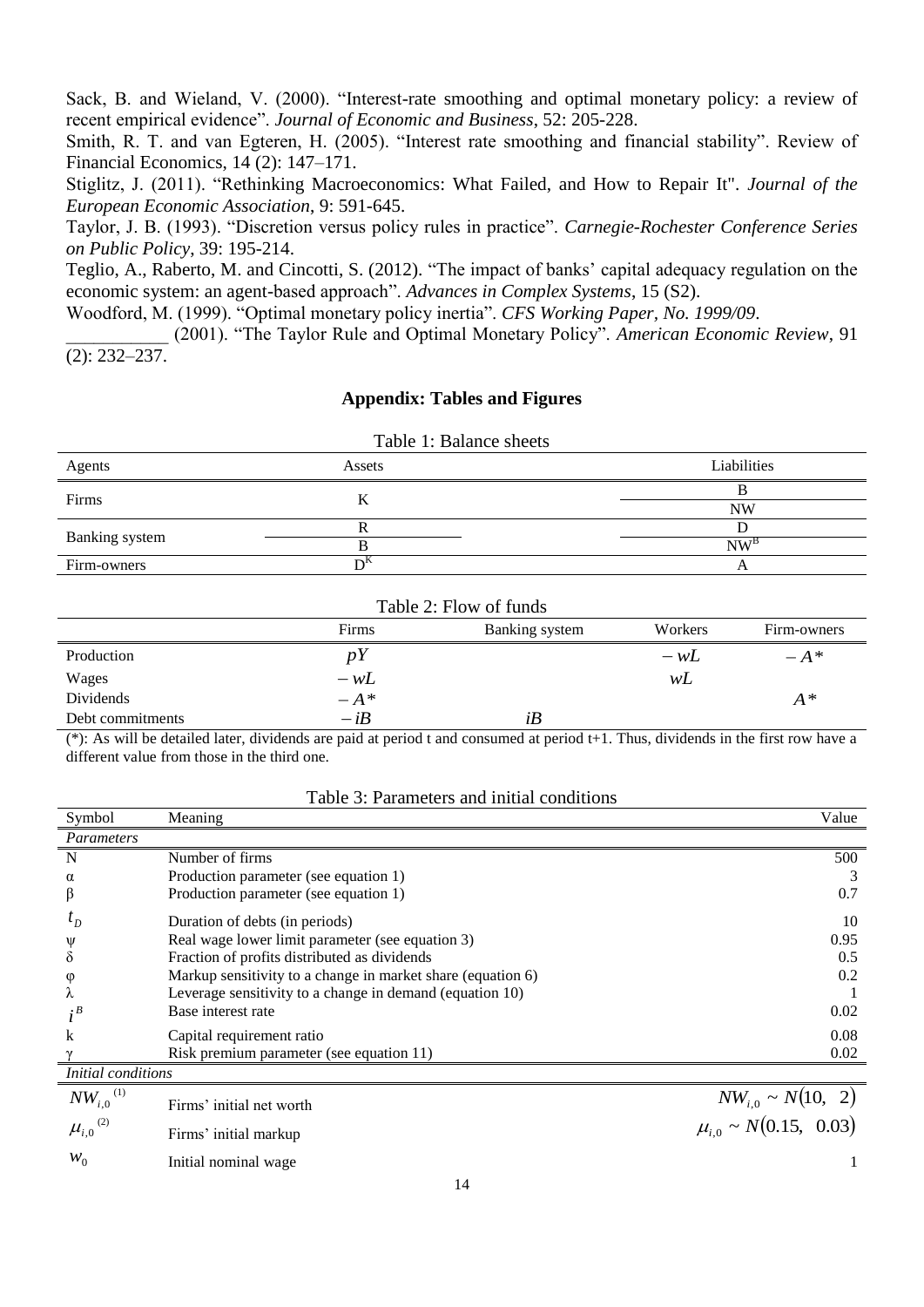Sack, B. and Wieland, V. (2000). "Interest-rate smoothing and optimal monetary policy: a review of recent empirical evidence". *Journal of Economic and Business*, 52: 205-228.

Smith, R. T. and van Egteren, H. (2005). "Interest rate smoothing and financial stability". Review of Financial Economics, 14 (2): 147–171.

Stiglitz, J. (2011). "Rethinking Macroeconomics: What Failed, and How to Repair It". *Journal of the European Economic Association*, 9: 591-645.

Taylor, J. B. (1993). "Discretion versus policy rules in practice". *Carnegie-Rochester Conference Series on Public Policy*, 39: 195-214.

Teglio, A., Raberto, M. and Cincotti, S. (2012). "The impact of banks' capital adequacy regulation on the economic system: an agent-based approach". *Advances in Complex Systems*, 15 (S2).

Woodford, M. (1999). "Optimal monetary policy inertia". *CFS Working Paper, No. 1999/09*.

___________ (2001). "The Taylor Rule and Optimal Monetary Policy". *American Economic Review*, 91 (2): 232–237.

## Appendix: Tables and Figures

Table 1: Balance sheets

| Agents | Assets | Liabilities |
|---|---|---|
| Firms | K | B |
| | | NW |
| Banking system | R | D |
| | B | $NW^B$ |
| Firm-owners | $D^K$ | A |

Table 2: Flow of funds

| | Firms | Banking system | Workers | Firm-owners |
|---|---|---|---|---|
| Production | $pY$ | | $-wL$ | $-A*$ |
| Wages | $-wL$ | | $wL$ | |
| Dividends | $-A*$ | | | $A*$ |
| Debt commitments | $-iB$ | $iB$ | | |

(*): As will be detailed later, dividends are paid at period t and consumed at period t+1. Thus, dividends in the first row have a different value from those in the third one.

Table 3: Parameters and initial conditions

| Symbol | Meaning | Value |
|---|---|---|
| *Parameters* | | |
| N | Number of firms | 500 |
| $\alpha$ | Production parameter (see equation 1) | 3 |
| $\beta$ | Production parameter (see equation 1) | 0.7 |
| $t_D$ | Duration of debts (in periods) | 10 |
| $\psi$ | Real wage lower limit parameter (see equation 3) | 0.95 |
| $\delta$ | Fraction of profits distributed as dividends | 0.5 |
| $\varphi$ | Markup sensitivity to a change in market share (equation 6) | 0.2 |
| $\lambda$ | Leverage sensitivity to a change in demand (equation 10) | 1 |
| $i^B$ | Base interest rate | 0.02 |
| k | Capital requirement ratio | 0.08 |
| $\gamma$ | Risk premium parameter (see equation 11) | 0.02 |
| *Initial conditions* | | |
| $NW_{i,0}$ (1) | Firms' initial net worth | $NW_{i,0} \sim N(10,\ 2)$ |
| $\mu_{i,0}$ (2) | Firms' initial markup | $\mu_{i,0} \sim N(0.15,\ 0.03)$ |
| $w_0$ | Initial nominal wage | 1 |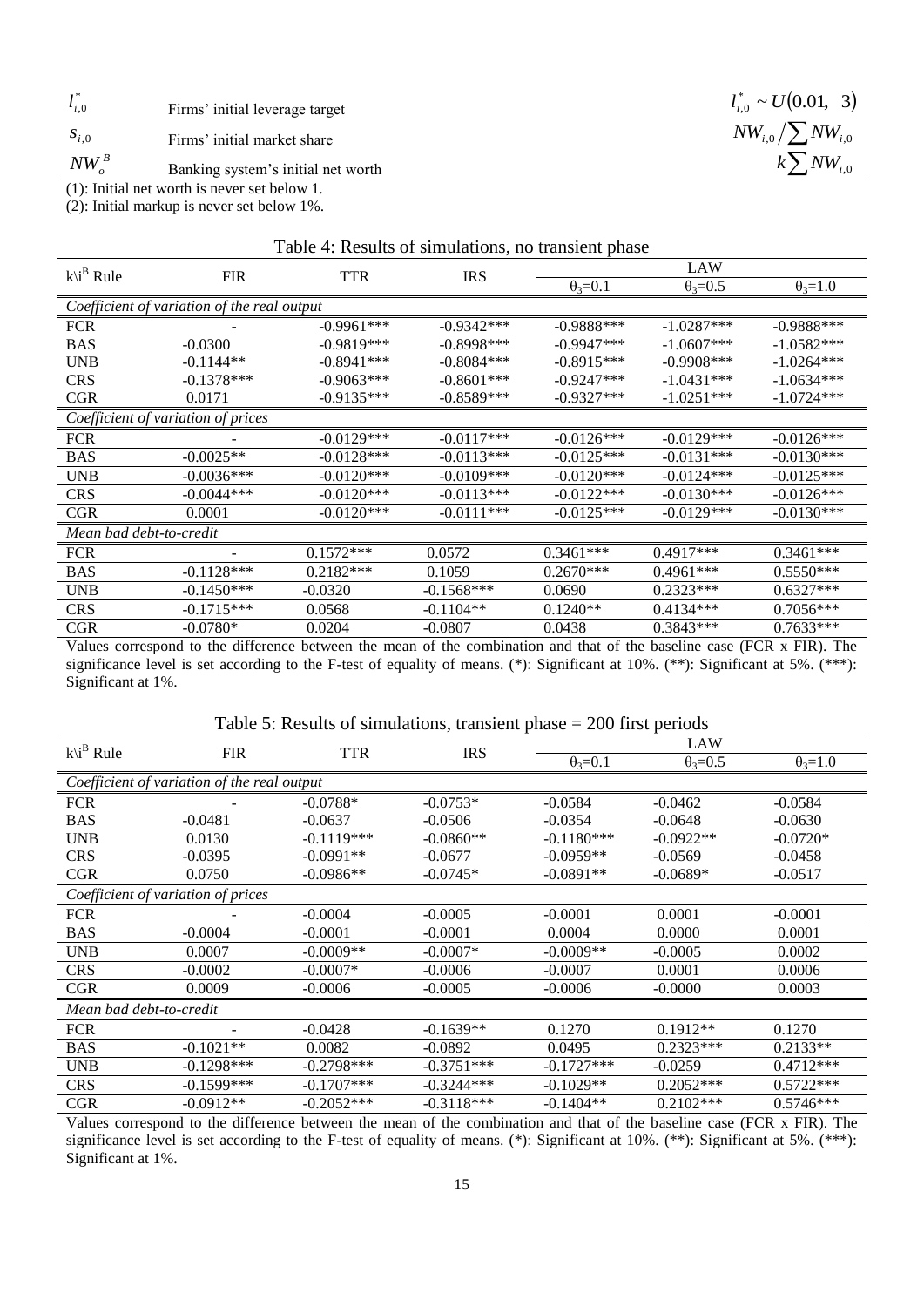| | | |
|---|---|---|
| $l_{i,0}^{*}$ | Firms' initial leverage target | $l_{i,0}^{*} \sim U(0.01,\ 3)$ |
| $s_{i,0}$ | Firms' initial market share | $NW_{i,0} / \sum NW_{i,0}$ |
| $NW_{o}^{B}$ | Banking system's initial net worth | $k \sum NW_{i,0}$ |

(1): Initial net worth is never set below 1.

(2): Initial markup is never set below 1%.

Table 4: Results of simulations, no transient phase

| k\i[B] Rule | FIR | TTR | IRS | LAW | | |
|---|---|---|---|---|---|---|
| | | | | $\theta_3$=0.1 | $\theta_3$=0.5 | $\theta_3$=1.0 |
| *Coefficient of variation of the real output* | | | | | | |
| FCR | - | -0.9961*** | -0.9342*** | -0.9888*** | -1.0287*** | -0.9888*** |
| BAS | -0.0300 | -0.9819*** | -0.8998*** | -0.9947*** | -1.0607*** | -1.0582*** |
| UNB | -0.1144** | -0.8941*** | -0.8084*** | -0.8915*** | -0.9908*** | -1.0264*** |
| CRS | -0.1378*** | -0.9063*** | -0.8601*** | -0.9247*** | -1.0431*** | -1.0634*** |
| CGR | 0.0171 | -0.9135*** | -0.8589*** | -0.9327*** | -1.0251*** | -1.0724*** |
| *Coefficient of variation of prices* | | | | | | |
| FCR | - | -0.0129*** | -0.0117*** | -0.0126*** | -0.0129*** | -0.0126*** |
| BAS | -0.0025** | -0.0128*** | -0.0113*** | -0.0125*** | -0.0131*** | -0.0130*** |
| UNB | -0.0036*** | -0.0120*** | -0.0109*** | -0.0120*** | -0.0124*** | -0.0125*** |
| CRS | -0.0044*** | -0.0120*** | -0.0113*** | -0.0122*** | -0.0130*** | -0.0126*** |
| CGR | 0.0001 | -0.0120*** | -0.0111*** | -0.0125*** | -0.0129*** | -0.0130*** |
| *Mean bad debt-to-credit* | | | | | | |
| FCR | - | 0.1572*** | 0.0572 | 0.3461*** | 0.4917*** | 0.3461*** |
| BAS | -0.1128*** | 0.2182*** | 0.1059 | 0.2670*** | 0.4961*** | 0.5550*** |
| UNB | -0.1450*** | -0.0320 | -0.1568*** | 0.0690 | 0.2323*** | 0.6327*** |
| CRS | -0.1715*** | 0.0568 | -0.1104** | 0.1240** | 0.4134*** | 0.7056*** |
| CGR | -0.0780* | 0.0204 | -0.0807 | 0.0438 | 0.3843*** | 0.7633*** |

Values correspond to the difference between the mean of the combination and that of the baseline case (FCR x FIR). The significance level is set according to the F-test of equality of means. (*): Significant at 10%. (**): Significant at 5%. (***): Significant at 1%.

Table 5: Results of simulations, transient phase = 200 first periods

| k\i[B] Rule | FIR | TTR | IRS | LAW | | |
|---|---|---|---|---|---|---|
| | | | | $\theta_3$=0.1 | $\theta_3$=0.5 | $\theta_3$=1.0 |
| *Coefficient of variation of the real output* | | | | | | |
| FCR | - | -0.0788* | -0.0753* | -0.0584 | -0.0462 | -0.0584 |
| BAS | -0.0481 | -0.0637 | -0.0506 | -0.0354 | -0.0648 | -0.0630 |
| UNB | 0.0130 | -0.1119*** | -0.0860** | -0.1180*** | -0.0922** | -0.0720* |
| CRS | -0.0395 | -0.0991** | -0.0677 | -0.0959** | -0.0569 | -0.0458 |
| CGR | 0.0750 | -0.0986** | -0.0745* | -0.0891** | -0.0689* | -0.0517 |
| *Coefficient of variation of prices* | | | | | | |
| FCR | - | -0.0004 | -0.0005 | -0.0001 | 0.0001 | -0.0001 |
| BAS | -0.0004 | -0.0001 | -0.0001 | 0.0004 | 0.0000 | 0.0001 |
| UNB | 0.0007 | -0.0009** | -0.0007* | -0.0009** | -0.0005 | 0.0002 |
| CRS | -0.0002 | -0.0007* | -0.0006 | -0.0007 | 0.0001 | 0.0006 |
| CGR | 0.0009 | -0.0006 | -0.0005 | -0.0006 | -0.0000 | 0.0003 |
| *Mean bad debt-to-credit* | | | | | | |
| FCR | - | -0.0428 | -0.1639** | 0.1270 | 0.1912** | 0.1270 |
| BAS | -0.1021** | 0.0082 | -0.0892 | 0.0495 | 0.2323*** | 0.2133** |
| UNB | -0.1298*** | -0.2798*** | -0.3751*** | -0.1727*** | -0.0259 | 0.4712*** |
| CRS | -0.1599*** | -0.1707*** | -0.3244*** | -0.1029** | 0.2052*** | 0.5722*** |
| CGR | -0.0912** | -0.2052*** | -0.3118*** | -0.1404** | 0.2102*** | 0.5746*** |

Values correspond to the difference between the mean of the combination and that of the baseline case (FCR x FIR). The significance level is set according to the F-test of equality of means. (*): Significant at 10%. (**): Significant at 5%. (***): Significant at 1%.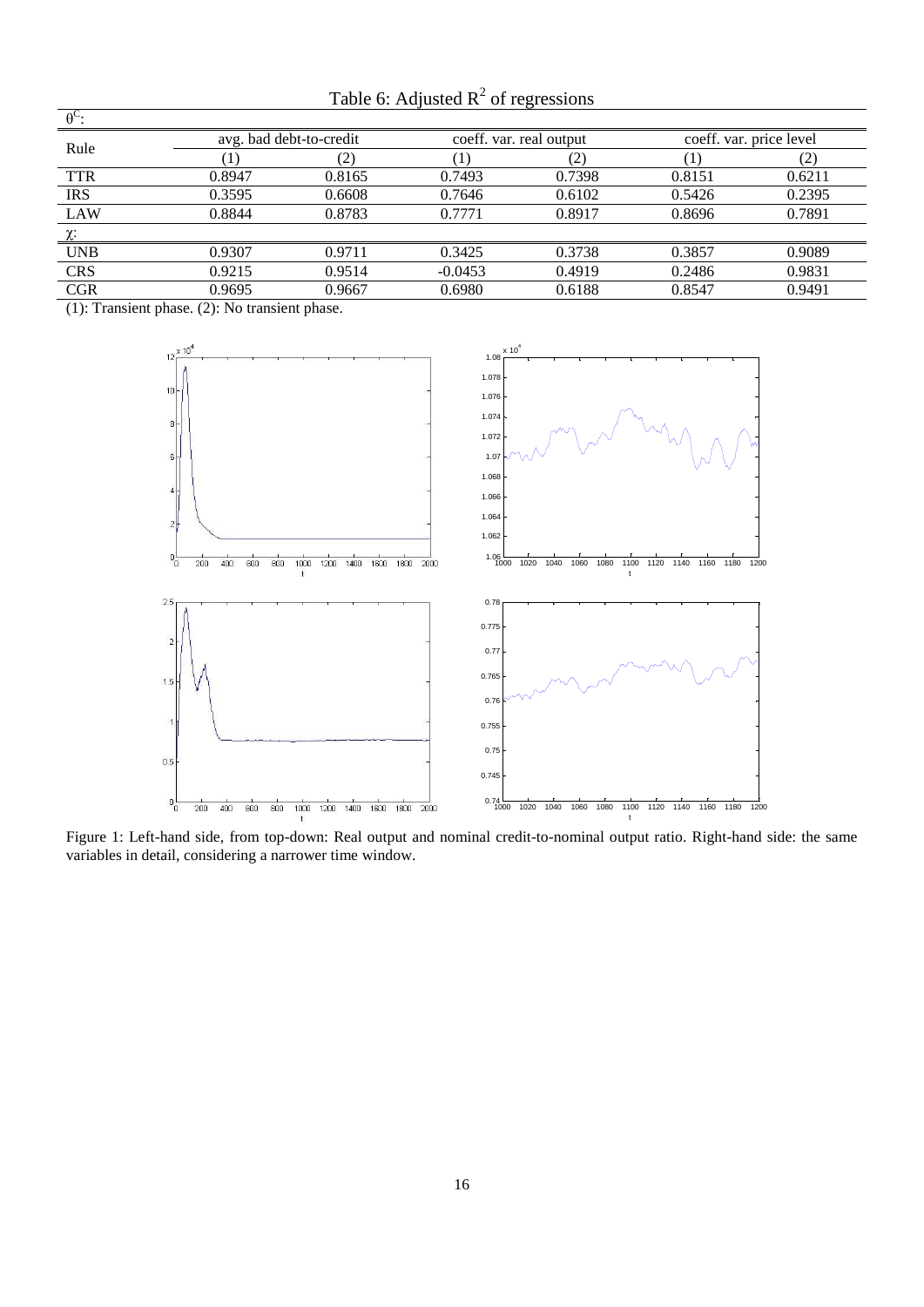Table 6: Adjusted $R^2$ of regressions

| Rule | avg. bad debt-to-credit | | coeff. var. real output | | coeff. var. price level | |
|---|---|---|---|---|---|---|
| | (1) | (2) | (1) | (2) | (1) | (2) |
| $\theta^C$: | | | | | | |
| TTR | 0.8947 | 0.8165 | 0.7493 | 0.7398 | 0.8151 | 0.6211 |
| IRS | 0.3595 | 0.6608 | 0.7646 | 0.6102 | 0.5426 | 0.2395 |
| LAW | 0.8844 | 0.8783 | 0.7771 | 0.8917 | 0.8696 | 0.7891 |
| $\chi$: | | | | | | |
| UNB | 0.9307 | 0.9711 | 0.3425 | 0.3738 | 0.3857 | 0.9089 |
| CRS | 0.9215 | 0.9514 | -0.0453 | 0.4919 | 0.2486 | 0.9831 |
| CGR | 0.9695 | 0.9667 | 0.6980 | 0.6188 | 0.8547 | 0.9491 |

(1): Transient phase. (2): No transient phase.

Figure 1: Left-hand side, from top-down: Real output and nominal credit-to-nominal output ratio. Right-hand side: the same variables in detail, considering a narrower time window.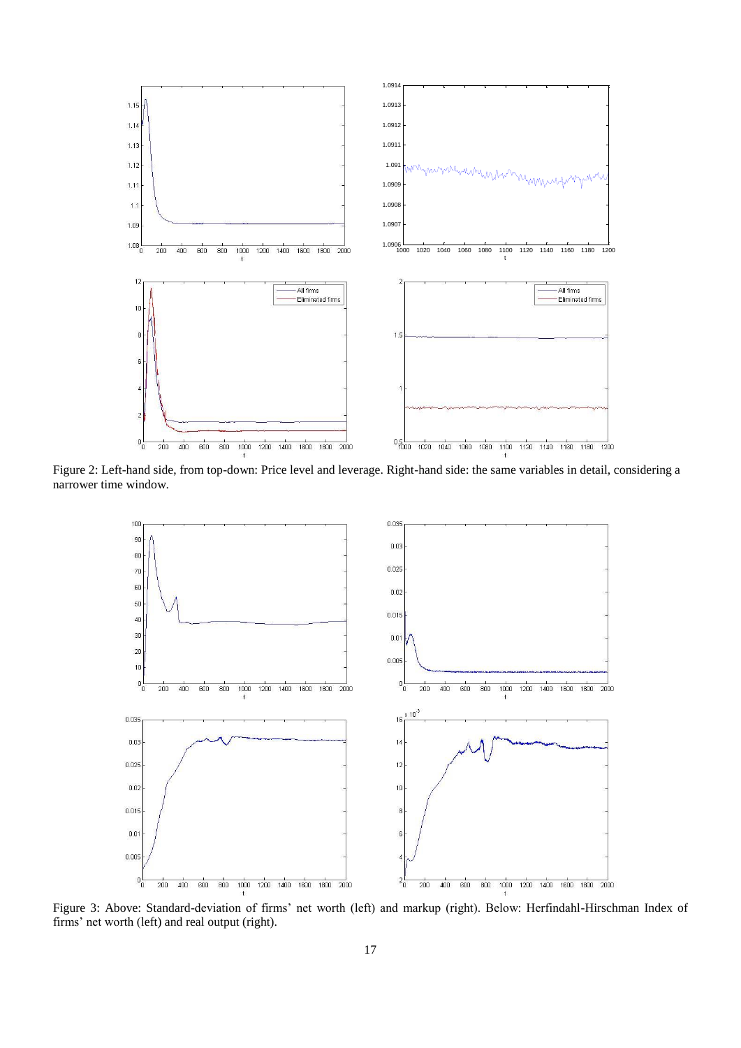Figure 2: Left-hand side, from top-down: Price level and leverage. Right-hand side: the same variables in detail, considering a narrower time window.

Figure 3: Above: Standard-deviation of firms' net worth (left) and markup (right). Below: Herfindahl-Hirschman Index of firms' net worth (left) and real output (right).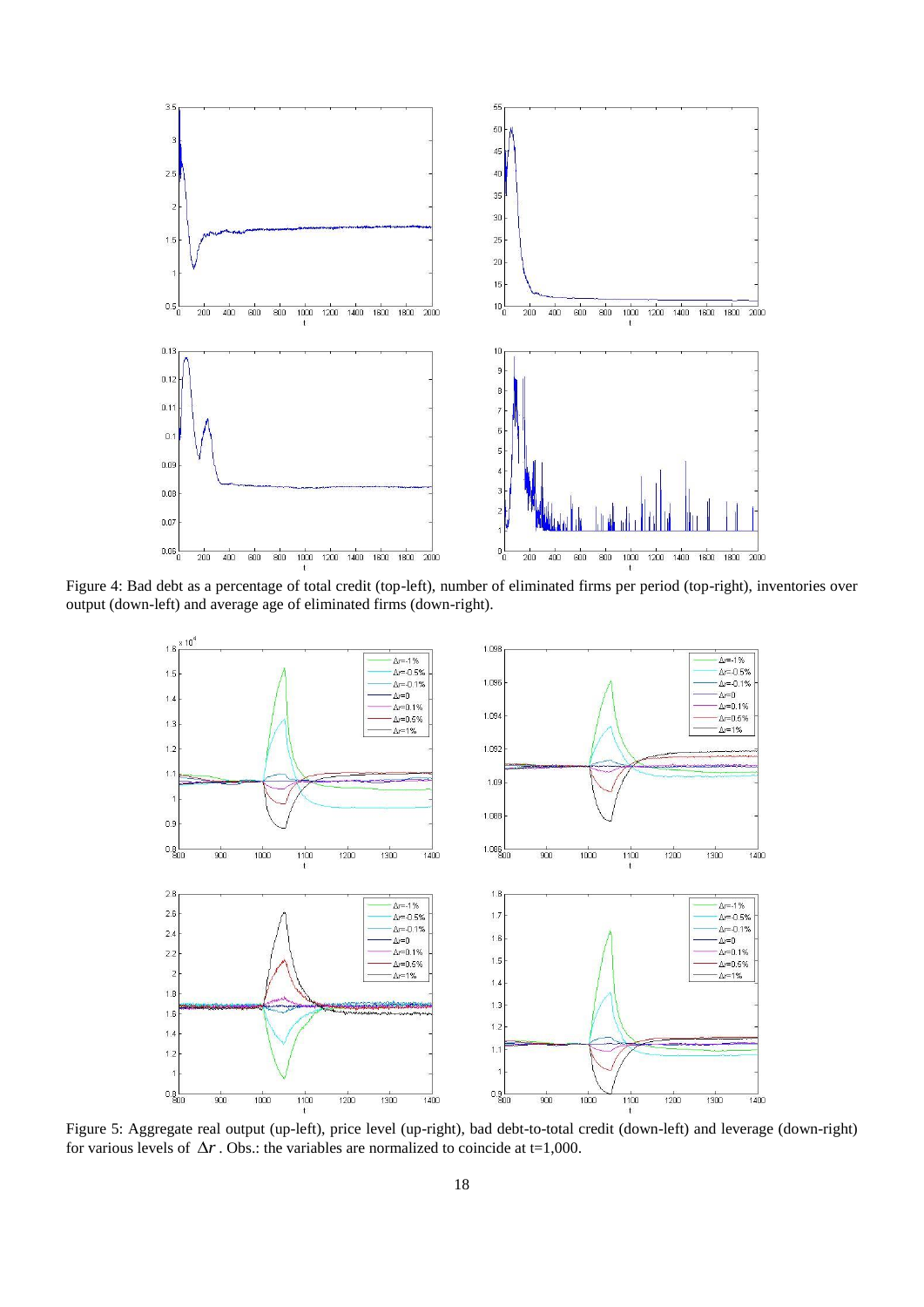Figure 4: Bad debt as a percentage of total credit (top-left), number of eliminated firms per period (top-right), inventories over output (down-left) and average age of eliminated firms (down-right).

Figure 5: Aggregate real output (up-left), price level (up-right), bad debt-to-total credit (down-left) and leverage (down-right) for various levels of $\Delta r$. Obs.: the variables are normalized to coincide at t=1,000.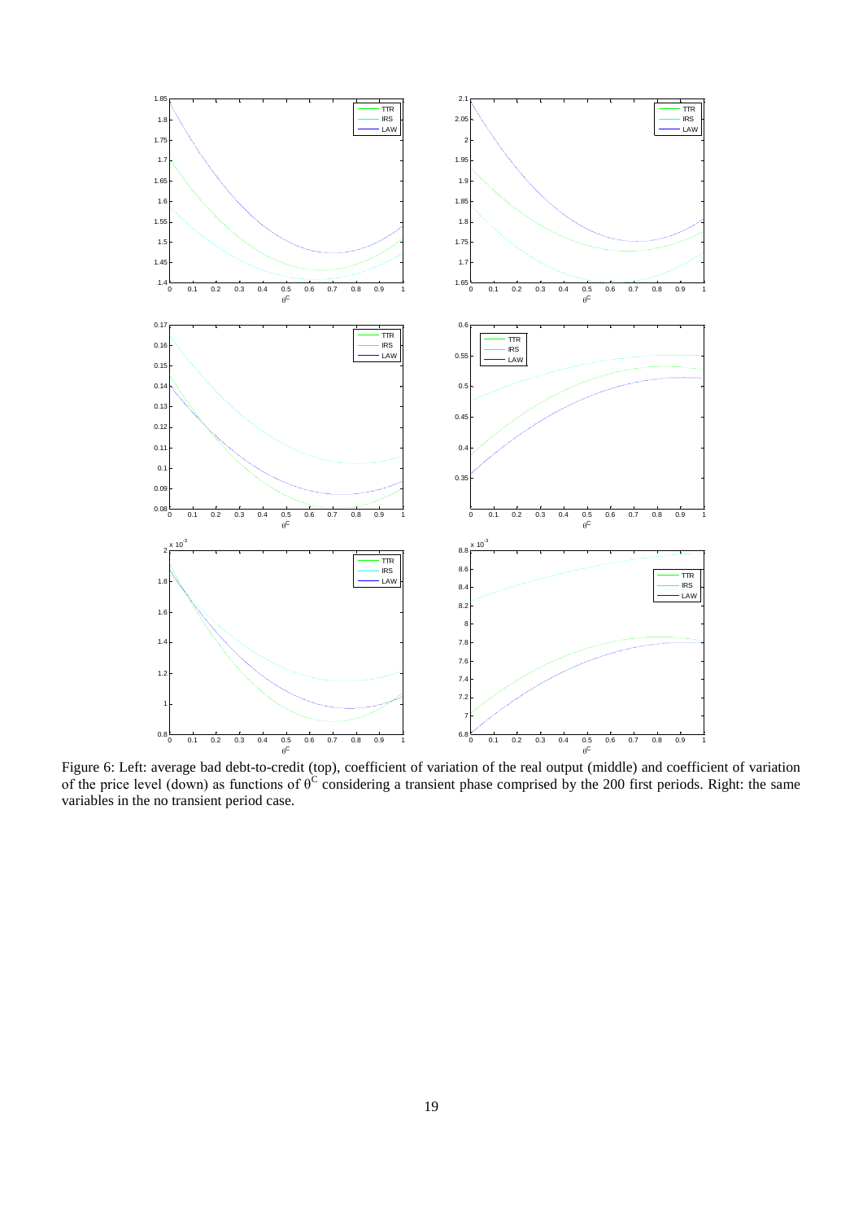Figure 6: Left: average bad debt-to-credit (top), coefficient of variation of the real output (middle) and coefficient of variation of the price level (down) as functions of $\theta^C$ considering a transient phase comprised by the 200 first periods. Right: the same variables in the no transient period case.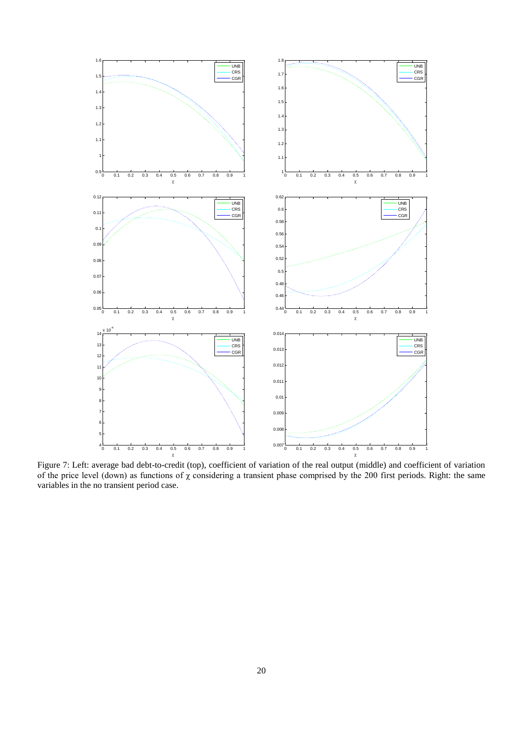1.6
1.5
1.4
1.3
1.2
1.1
1
0.9
0 0.1 0.2 0.3 0.4 0.5 0.6 0.7 0.8 0.9 1
χ
UNB
CRS
CGR

1.8
1.7
1.6
1.5
1.4
1.3
1.2
1.1
1
0 0.1 0.2 0.3 0.4 0.5 0.6 0.7 0.8 0.9 1
χ
UNB
CRS
CGR

0.12
0.11
0.1
0.09
0.08
0.07
0.06
0.05
0 0.1 0.2 0.3 0.4 0.5 0.6 0.7 0.8 0.9 1
χ
UNB
CRS
CGR

0.62
0.6
0.58
0.56
0.54
0.52
0.5
0.48
0.46
0.44
0 0.1 0.2 0.3 0.4 0.5 0.6 0.7 0.8 0.9 1
χ
UNB
CRS
CGR

x 10^-4
14
13
12
11
10
9
8
7
6
5
4
0 0.1 0.2 0.3 0.4 0.5 0.6 0.7 0.8 0.9 1
χ
UNB
CRS
CGR

0.014
0.013
0.012
0.011
0.01
0.009
0.008
0.007
0 0.1 0.2 0.3 0.4 0.5 0.6 0.7 0.8 0.9 1
χ
UNB
CRS
CGR

Figure 7: Left: average bad debt-to-credit (top), coefficient of variation of the real output (middle) and coefficient of variation of the price level (down) as functions of $\chi$ considering a transient phase comprised by the 200 first periods. Right: the same variables in the no transient period case.